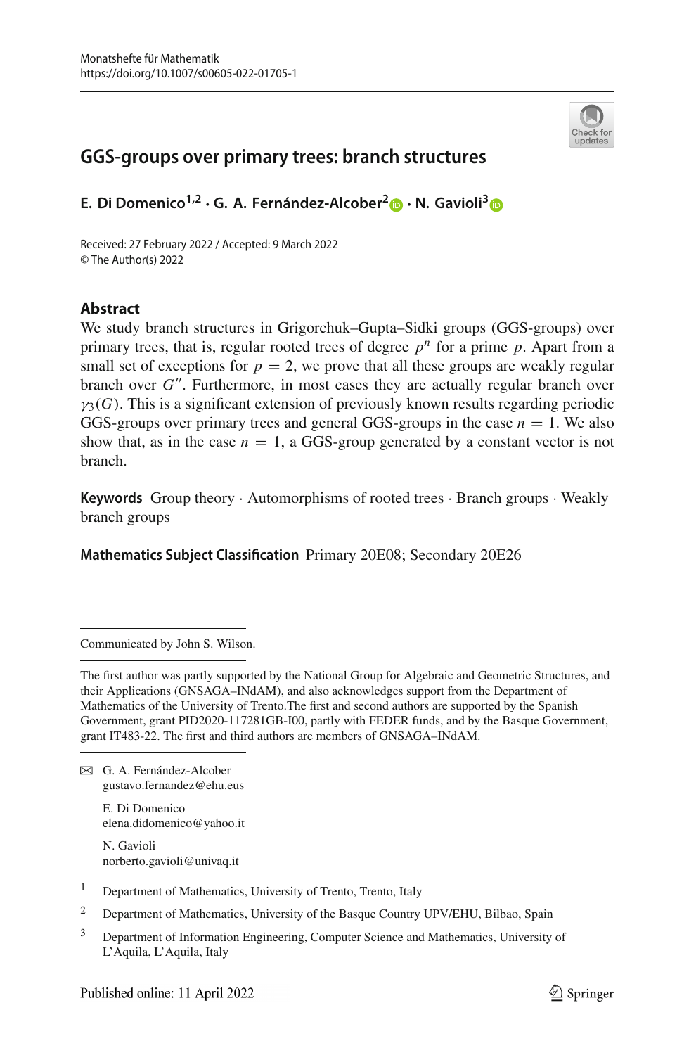Monatshefte für Mathematik
https://doi.org/10.1007/s00605-022-01705-1

# GGS-groups over primary trees: branch structures

**E. Di Domenico[1,2] · G. A. Fernández-Alcober[2] · N. Gavioli[3]**

Received: 27 February 2022 / Accepted: 9 March 2022
© The Author(s) 2022

## Abstract

We study branch structures in Grigorchuk–Gupta–Sidki groups (GGS-groups) over primary trees, that is, regular rooted trees of degree $p^n$ for a prime $p$. Apart from a small set of exceptions for $p = 2$, we prove that all these groups are weakly regular branch over $G''$. Furthermore, in most cases they are actually regular branch over $\gamma_3(G)$. This is a significant extension of previously known results regarding periodic GGS-groups over primary trees and general GGS-groups in the case $n = 1$. We also show that, as in the case $n = 1$, a GGS-group generated by a constant vector is not branch.

**Keywords** Group theory · Automorphisms of rooted trees · Branch groups · Weakly branch groups

**Mathematics Subject Classification** Primary 20E08; Secondary 20E26

---

Communicated by John S. Wilson.

---

The first author was partly supported by the National Group for Algebraic and Geometric Structures, and their Applications (GNSAGA–INdAM), and also acknowledges support from the Department of Mathematics of the University of Trento.The first and second authors are supported by the Spanish Government, grant PID2020-117281GB-I00, partly with FEDER funds, and by the Basque Government, grant IT483-22. The first and third authors are members of GNSAGA–INdAM.

---

✉ G. A. Fernández-Alcober
gustavo.fernandez@ehu.eus

E. Di Domenico
elena.didomenico@yahoo.it

N. Gavioli
norberto.gavioli@univaq.it

[1] Department of Mathematics, University of Trento, Trento, Italy

[2] Department of Mathematics, University of the Basque Country UPV/EHU, Bilbao, Spain

[3] Department of Information Engineering, Computer Science and Mathematics, University of L'Aquila, L'Aquila, Italy

Published online: 11 April 2022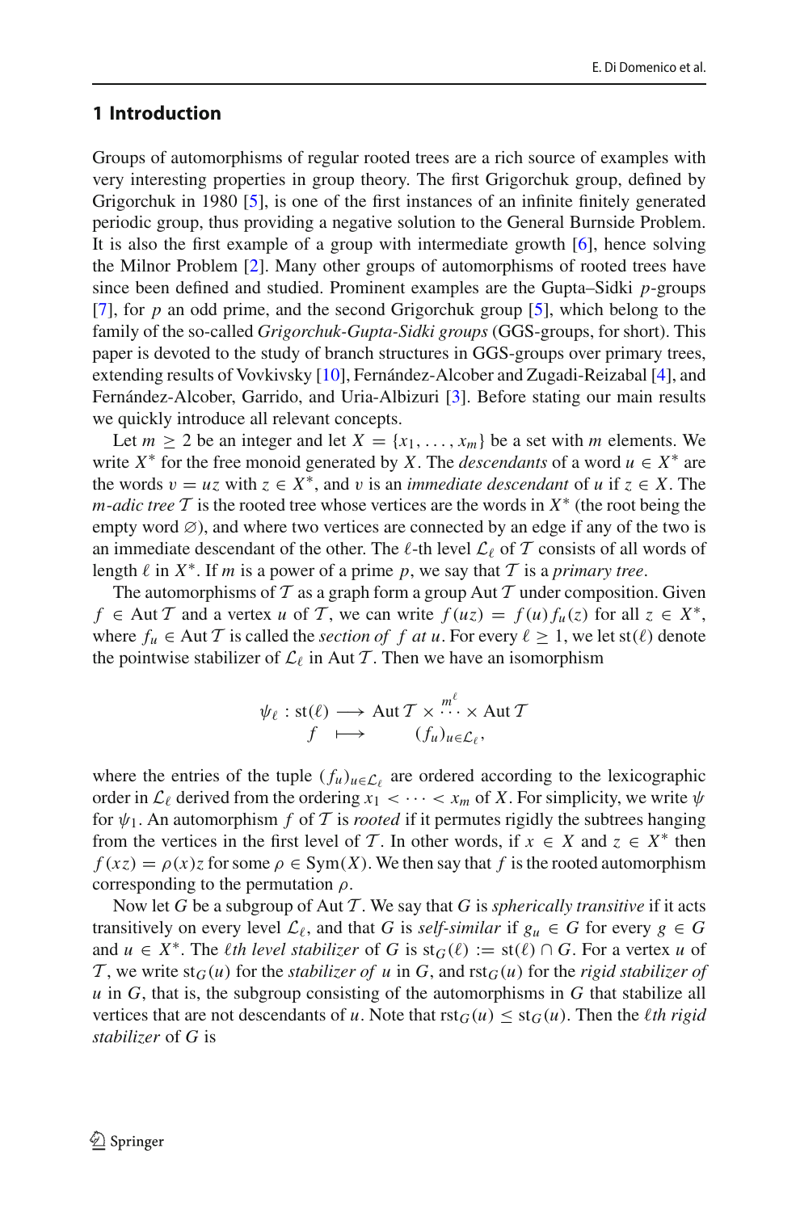## 1 Introduction

Groups of automorphisms of regular rooted trees are a rich source of examples with very interesting properties in group theory. The first Grigorchuk group, defined by Grigorchuk in 1980 [5], is one of the first instances of an infinite finitely generated periodic group, thus providing a negative solution to the General Burnside Problem. It is also the first example of a group with intermediate growth [6], hence solving the Milnor Problem [2]. Many other groups of automorphisms of rooted trees have since been defined and studied. Prominent examples are the Gupta–Sidki $p$-groups [7], for $p$ an odd prime, and the second Grigorchuk group [5], which belong to the family of the so-called *Grigorchuk-Gupta-Sidki groups* (GGS-groups, for short). This paper is devoted to the study of branch structures in GGS-groups over primary trees, extending results of Vovkivsky [10], Fernández-Alcober and Zugadi-Reizabal [4], and Fernández-Alcober, Garrido, and Uria-Albizuri [3]. Before stating our main results we quickly introduce all relevant concepts.

Let $m \geq 2$ be an integer and let $X = \{x_1, \ldots, x_m\}$ be a set with $m$ elements. We write $X^*$ for the free monoid generated by $X$. The *descendants* of a word $u \in X^*$ are the words $v = uz$ with $z \in X^*$, and $v$ is an *immediate descendant* of $u$ if $z \in X$. The *m-adic tree* $\mathcal{T}$ is the rooted tree whose vertices are the words in $X^*$ (the root being the empty word $\varnothing$), and where two vertices are connected by an edge if any of the two is an immediate descendant of the other. The $\ell$-th level $\mathcal{L}_\ell$ of $\mathcal{T}$ consists of all words of length $\ell$ in $X^*$. If $m$ is a power of a prime $p$, we say that $\mathcal{T}$ is a *primary tree*.

The automorphisms of $\mathcal{T}$ as a graph form a group $\operatorname{Aut}\mathcal{T}$ under composition. Given $f \in \operatorname{Aut}\mathcal{T}$ and a vertex $u$ of $\mathcal{T}$, we can write $f(uz) = f(u)f_u(z)$ for all $z \in X^*$, where $f_u \in \operatorname{Aut}\mathcal{T}$ is called the *section of* $f$ *at* $u$. For every $\ell \geq 1$, we let $\operatorname{st}(\ell)$ denote the pointwise stabilizer of $\mathcal{L}_\ell$ in $\operatorname{Aut}\mathcal{T}$. Then we have an isomorphism

$$
\begin{aligned}
\psi_\ell : \operatorname{st}(\ell) &\longrightarrow \operatorname{Aut}\mathcal{T} \times \overset{m^\ell}{\cdots} \times \operatorname{Aut}\mathcal{T} \\
f &\longmapsto \quad (f_u)_{u \in \mathcal{L}_\ell},
\end{aligned}
$$

where the entries of the tuple $(f_u)_{u \in \mathcal{L}_\ell}$ are ordered according to the lexicographic order in $\mathcal{L}_\ell$ derived from the ordering $x_1 < \cdots < x_m$ of $X$. For simplicity, we write $\psi$ for $\psi_1$. An automorphism $f$ of $\mathcal{T}$ is *rooted* if it permutes rigidly the subtrees hanging from the vertices in the first level of $\mathcal{T}$. In other words, if $x \in X$ and $z \in X^*$ then $f(xz) = \rho(x)z$ for some $\rho \in \operatorname{Sym}(X)$. We then say that $f$ is the rooted automorphism corresponding to the permutation $\rho$.

Now let $G$ be a subgroup of $\operatorname{Aut}\mathcal{T}$. We say that $G$ is *spherically transitive* if it acts transitively on every level $\mathcal{L}_\ell$, and that $G$ is *self-similar* if $g_u \in G$ for every $g \in G$ and $u \in X^*$. The *$\ell$th level stabilizer* of $G$ is $\operatorname{st}_G(\ell) := \operatorname{st}(\ell) \cap G$. For a vertex $u$ of $\mathcal{T}$, we write $\operatorname{st}_G(u)$ for the *stabilizer of* $u$ in $G$, and $\operatorname{rst}_G(u)$ for the *rigid stabilizer of* $u$ in $G$, that is, the subgroup consisting of the automorphisms in $G$ that stabilize all vertices that are not descendants of $u$. Note that $\operatorname{rst}_G(u) \leq \operatorname{st}_G(u)$. Then the *$\ell$th rigid stabilizer* of $G$ is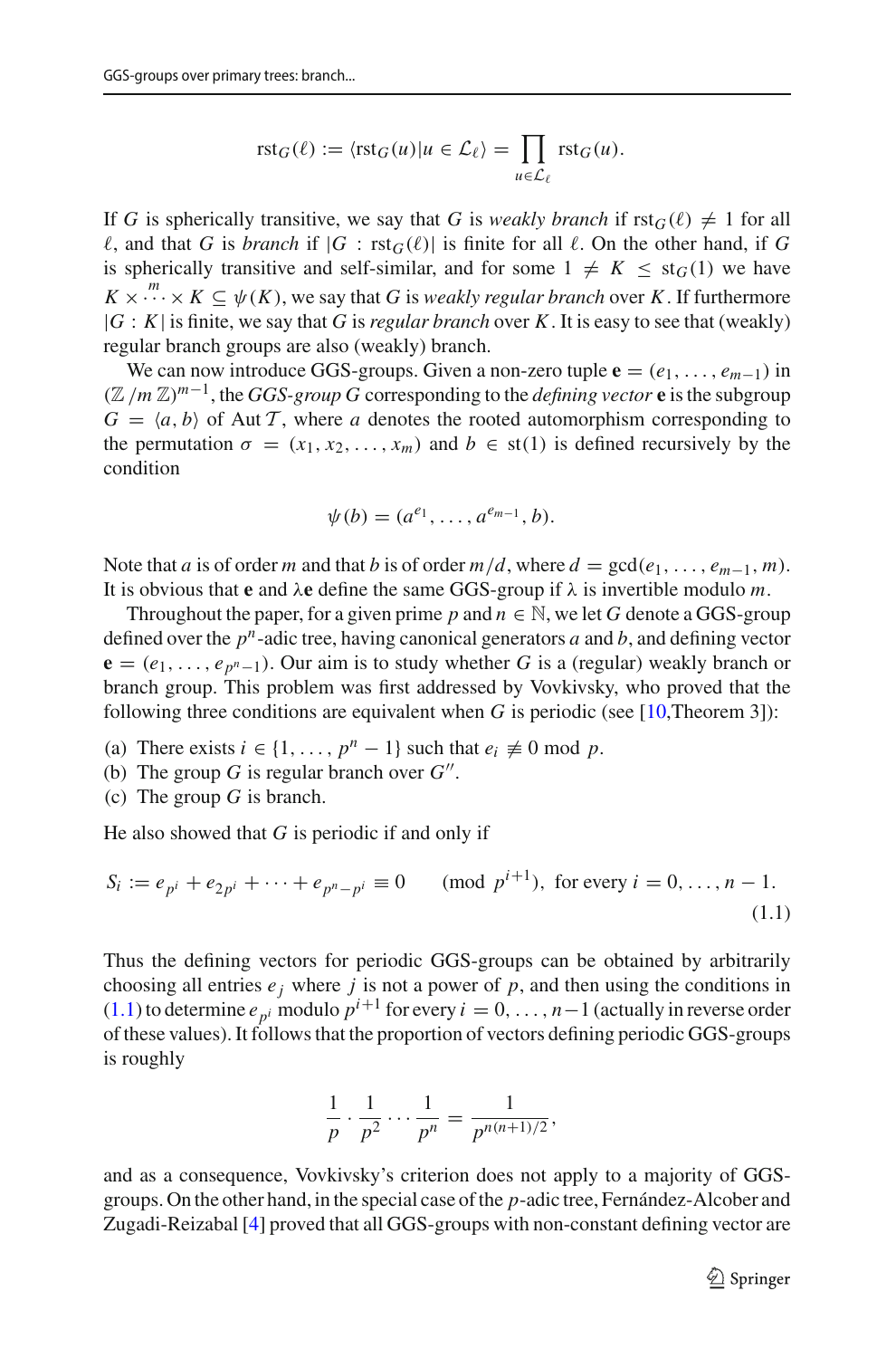$$\operatorname{rst}_G(\ell) := \langle \operatorname{rst}_G(u) \mid u \in \mathcal{L}_\ell \rangle = \prod_{u \in \mathcal{L}_\ell} \operatorname{rst}_G(u).$$

If $G$ is spherically transitive, we say that $G$ is *weakly branch* if $\operatorname{rst}_G(\ell) \neq 1$ for all $\ell$, and that $G$ is *branch* if $|G : \operatorname{rst}_G(\ell)|$ is finite for all $\ell$. On the other hand, if $G$ is spherically transitive and self-similar, and for some $1 \neq K \leq \operatorname{st}_G(1)$ we have $K \times \overset{m}{\cdots} \times K \subseteq \psi(K)$, we say that $G$ is *weakly regular branch* over $K$. If furthermore $|G : K|$ is finite, we say that $G$ is *regular branch* over $K$. It is easy to see that (weakly) regular branch groups are also (weakly) branch.

We can now introduce GGS-groups. Given a non-zero tuple $\mathbf{e} = (e_1, \ldots, e_{m-1})$ in $(\mathbb{Z}/m\mathbb{Z})^{m-1}$, the *GGS-group* $G$ corresponding to the *defining vector* $\mathbf{e}$ is the subgroup $G = \langle a, b \rangle$ of $\operatorname{Aut} \mathcal{T}$, where $a$ denotes the rooted automorphism corresponding to the permutation $\sigma = (x_1, x_2, \ldots, x_m)$ and $b \in \operatorname{st}(1)$ is defined recursively by the condition

$$\psi(b) = (a^{e_1}, \ldots, a^{e_{m-1}}, b).$$

Note that $a$ is of order $m$ and that $b$ is of order $m/d$, where $d = \gcd(e_1, \ldots, e_{m-1}, m)$. It is obvious that $\mathbf{e}$ and $\lambda\mathbf{e}$ define the same GGS-group if $\lambda$ is invertible modulo $m$.

Throughout the paper, for a given prime $p$ and $n \in \mathbb{N}$, we let $G$ denote a GGS-group defined over the $p^n$-adic tree, having canonical generators $a$ and $b$, and defining vector $\mathbf{e} = (e_1, \ldots, e_{p^n-1})$. Our aim is to study whether $G$ is a (regular) weakly branch or branch group. This problem was first addressed by Vovkivsky, who proved that the following three conditions are equivalent when $G$ is periodic (see [10,Theorem 3]):

(a) There exists $i \in \{1, \ldots, p^n - 1\}$ such that $e_i \not\equiv 0 \bmod p$.
(b) The group $G$ is regular branch over $G''$.
(c) The group $G$ is branch.

He also showed that $G$ is periodic if and only if

$$S_i := e_{p^i} + e_{2p^i} + \cdots + e_{p^n - p^i} \equiv 0 \pmod{p^{i+1}}, \text{ for every } i = 0, \ldots, n-1. \tag{1.1}$$

Thus the defining vectors for periodic GGS-groups can be obtained by arbitrarily choosing all entries $e_j$ where $j$ is not a power of $p$, and then using the conditions in (1.1) to determine $e_{p^i}$ modulo $p^{i+1}$ for every $i = 0, \ldots, n-1$ (actually in reverse order of these values). It follows that the proportion of vectors defining periodic GGS-groups is roughly

$$\frac{1}{p} \cdot \frac{1}{p^2} \cdots \frac{1}{p^n} = \frac{1}{p^{n(n+1)/2}},$$

and as a consequence, Vovkivsky's criterion does not apply to a majority of GGS-groups. On the other hand, in the special case of the $p$-adic tree, Fernández-Alcober and Zugadi-Reizabal [4] proved that all GGS-groups with non-constant defining vector are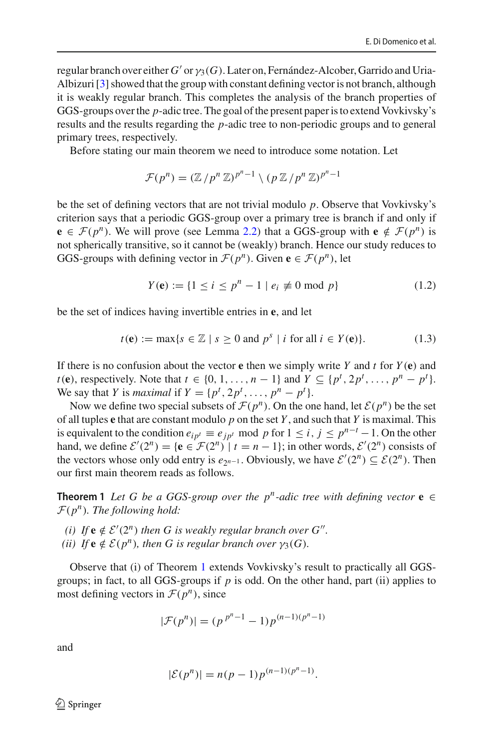regular branch over either $G'$ or $\gamma_3(G)$. Later on, Fernández-Alcober, Garrido and Uria-Albizuri [3] showed that the group with constant defining vector is not branch, although it is weakly regular branch. This completes the analysis of the branch properties of GGS-groups over the $p$-adic tree. The goal of the present paper is to extend Vovkivsky's results and the results regarding the $p$-adic tree to non-periodic groups and to general primary trees, respectively.

Before stating our main theorem we need to introduce some notation. Let

$$\mathcal{F}(p^n) = (\mathbb{Z}/p^n\,\mathbb{Z})^{p^n-1} \setminus (p\,\mathbb{Z}/p^n\,\mathbb{Z})^{p^n-1}$$

be the set of defining vectors that are not trivial modulo $p$. Observe that Vovkivsky's criterion says that a periodic GGS-group over a primary tree is branch if and only if $\mathbf{e} \in \mathcal{F}(p^n)$. We will prove (see Lemma 2.2) that a GGS-group with $\mathbf{e} \notin \mathcal{F}(p^n)$ is not spherically transitive, so it cannot be (weakly) branch. Hence our study reduces to GGS-groups with defining vector in $\mathcal{F}(p^n)$. Given $\mathbf{e} \in \mathcal{F}(p^n)$, let

$$Y(\mathbf{e}) := \{1 \leq i \leq p^n - 1 \mid e_i \not\equiv 0 \bmod p\} \tag{1.2}$$

be the set of indices having invertible entries in $\mathbf{e}$, and let

$$t(\mathbf{e}) := \max\{s \in \mathbb{Z} \mid s \geq 0 \text{ and } p^s \mid i \text{ for all } i \in Y(\mathbf{e})\}. \tag{1.3}$$

If there is no confusion about the vector $\mathbf{e}$ then we simply write $Y$ and $t$ for $Y(\mathbf{e})$ and $t(\mathbf{e})$, respectively. Note that $t \in \{0, 1, \ldots, n-1\}$ and $Y \subseteq \{p^t, 2p^t, \ldots, p^n - p^t\}$. We say that $Y$ is *maximal* if $Y = \{p^t, 2p^t, \ldots, p^n - p^t\}$.

Now we define two special subsets of $\mathcal{F}(p^n)$. On the one hand, let $\mathcal{E}(p^n)$ be the set of all tuples $\mathbf{e}$ that are constant modulo $p$ on the set $Y$, and such that $Y$ is maximal. This is equivalent to the condition $e_{ip^t} \equiv e_{jp^t} \bmod p$ for $1 \leq i, j \leq p^{n-t} - 1$. On the other hand, we define $\mathcal{E}'(2^n) = \{\mathbf{e} \in \mathcal{F}(2^n) \mid t = n-1\}$; in other words, $\mathcal{E}'(2^n)$ consists of the vectors whose only odd entry is $e_{2^{n-1}}$. Obviously, we have $\mathcal{E}'(2^n) \subseteq \mathcal{E}(2^n)$. Then our first main theorem reads as follows.

**Theorem 1** *Let $G$ be a GGS-group over the $p^n$-adic tree with defining vector $\mathbf{e} \in \mathcal{F}(p^n)$. The following hold:*

*(i) If $\mathbf{e} \notin \mathcal{E}'(2^n)$ then $G$ is weakly regular branch over $G''$.*
*(ii) If $\mathbf{e} \notin \mathcal{E}(p^n)$, then $G$ is regular branch over $\gamma_3(G)$.*

Observe that (i) of Theorem 1 extends Vovkivsky's result to practically all GGS-groups; in fact, to all GGS-groups if $p$ is odd. On the other hand, part (ii) applies to most defining vectors in $\mathcal{F}(p^n)$, since

$$|\mathcal{F}(p^n)| = (p^{\,p^{n-1}} - 1)\,p^{(n-1)(p^n-1)}$$

and

$$|\mathcal{E}(p^n)| = n(p-1)\,p^{(n-1)(p^n-1)}.$$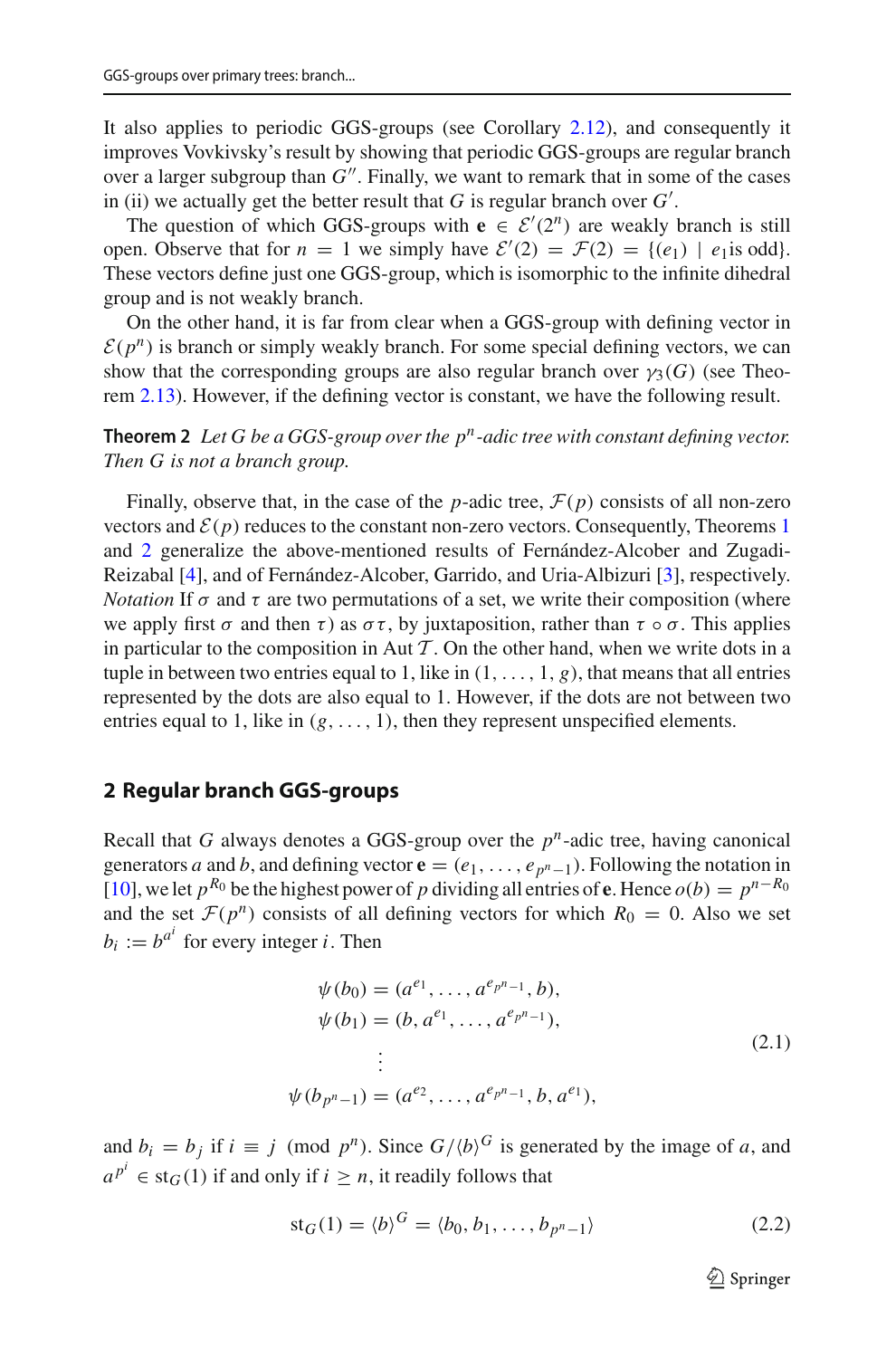It also applies to periodic GGS-groups (see Corollary 2.12), and consequently it improves Vovkivsky's result by showing that periodic GGS-groups are regular branch over a larger subgroup than $G''$. Finally, we want to remark that in some of the cases in (ii) we actually get the better result that $G$ is regular branch over $G'$.

The question of which GGS-groups with $\mathbf{e} \in \mathcal{E}'(2^n)$ are weakly branch is still open. Observe that for $n = 1$ we simply have $\mathcal{E}'(2) = \mathcal{F}(2) = \{(e_1) \mid e_1 \text{is odd}\}$. These vectors define just one GGS-group, which is isomorphic to the infinite dihedral group and is not weakly branch.

On the other hand, it is far from clear when a GGS-group with defining vector in $\mathcal{E}(p^n)$ is branch or simply weakly branch. For some special defining vectors, we can show that the corresponding groups are also regular branch over $\gamma_3(G)$ (see Theorem 2.13). However, if the defining vector is constant, we have the following result.

**Theorem 2** *Let $G$ be a GGS-group over the $p^n$-adic tree with constant defining vector. Then $G$ is not a branch group.*

Finally, observe that, in the case of the $p$-adic tree, $\mathcal{F}(p)$ consists of all non-zero vectors and $\mathcal{E}(p)$ reduces to the constant non-zero vectors. Consequently, Theorems 1 and 2 generalize the above-mentioned results of Fernández-Alcober and Zugadi-Reizabal [4], and of Fernández-Alcober, Garrido, and Uria-Albizuri [3], respectively.

*Notation* If $\sigma$ and $\tau$ are two permutations of a set, we write their composition (where we apply first $\sigma$ and then $\tau$) as $\sigma\tau$, by juxtaposition, rather than $\tau \circ \sigma$. This applies in particular to the composition in $\operatorname{Aut} \mathcal{T}$. On the other hand, when we write dots in a tuple in between two entries equal to 1, like in $(1, \ldots, 1, g)$, that means that all entries represented by the dots are also equal to 1. However, if the dots are not between two entries equal to 1, like in $(g, \ldots, 1)$, then they represent unspecified elements.

## 2 Regular branch GGS-groups

Recall that $G$ always denotes a GGS-group over the $p^n$-adic tree, having canonical generators $a$ and $b$, and defining vector $\mathbf{e} = (e_1, \ldots, e_{p^n-1})$. Following the notation in [10], we let $p^{R_0}$ be the highest power of $p$ dividing all entries of $\mathbf{e}$. Hence $o(b) = p^{n-R_0}$ and the set $\mathcal{F}(p^n)$ consists of all defining vectors for which $R_0 = 0$. Also we set $b_i := b^{a^i}$ for every integer $i$. Then

$$
\begin{aligned}
\psi(b_0) &= (a^{e_1}, \ldots, a^{e_{p^n-1}}, b),\\
\psi(b_1) &= (b, a^{e_1}, \ldots, a^{e_{p^n-1}}),\\
&\ \ \vdots\\
\psi(b_{p^n-1}) &= (a^{e_2}, \ldots, a^{e_{p^n-1}}, b, a^{e_1}),
\end{aligned}
\tag{2.1}
$$

and $b_i = b_j$ if $i \equiv j \pmod{p^n}$. Since $G/\langle b\rangle^G$ is generated by the image of $a$, and $a^{p^i} \in \operatorname{st}_G(1)$ if and only if $i \geq n$, it readily follows that

$$
\operatorname{st}_G(1) = \langle b\rangle^G = \langle b_0, b_1, \ldots, b_{p^n-1}\rangle
\tag{2.2}
$$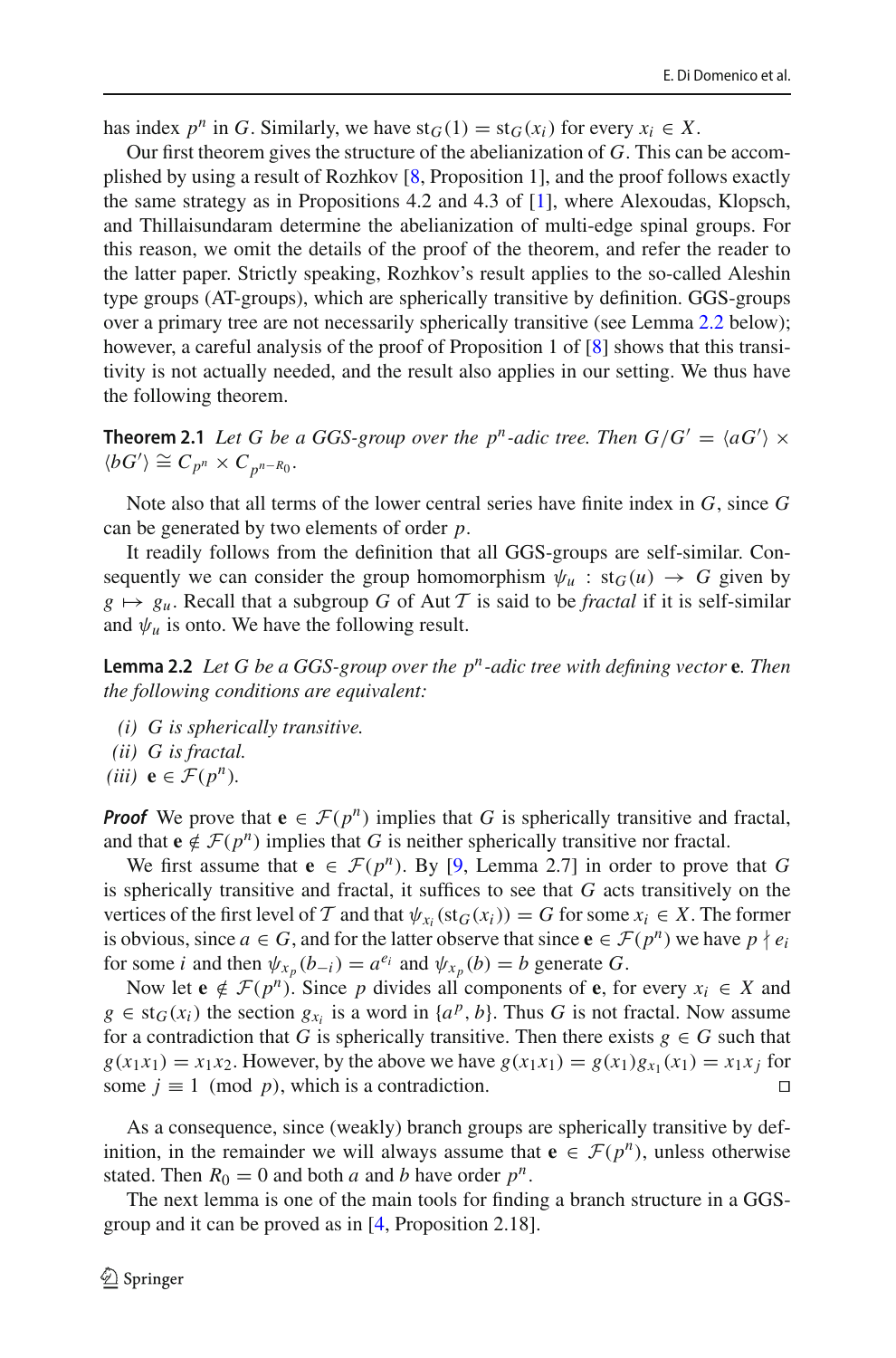has index $p^n$ in $G$. Similarly, we have $\mathrm{st}_G(1) = \mathrm{st}_G(x_i)$ for every $x_i \in X$.

Our first theorem gives the structure of the abelianization of $G$. This can be accomplished by using a result of Rozhkov [8, Proposition 1], and the proof follows exactly the same strategy as in Propositions 4.2 and 4.3 of [1], where Alexoudas, Klopsch, and Thillaisundaram determine the abelianization of multi-edge spinal groups. For this reason, we omit the details of the proof of the theorem, and refer the reader to the latter paper. Strictly speaking, Rozhkov's result applies to the so-called Aleshin type groups (AT-groups), which are spherically transitive by definition. GGS-groups over a primary tree are not necessarily spherically transitive (see Lemma 2.2 below); however, a careful analysis of the proof of Proposition 1 of [8] shows that this transitivity is not actually needed, and the result also applies in our setting. We thus have the following theorem.

**Theorem 2.1** *Let $G$ be a GGS-group over the $p^n$-adic tree. Then $G/G' = \langle aG' \rangle \times \langle bG' \rangle \cong C_{p^n} \times C_{p^{n-R_0}}$.*

Note also that all terms of the lower central series have finite index in $G$, since $G$ can be generated by two elements of order $p$.

It readily follows from the definition that all GGS-groups are self-similar. Consequently we can consider the group homomorphism $\psi_u : \mathrm{st}_G(u) \to G$ given by $g \mapsto g_u$. Recall that a subgroup $G$ of $\mathrm{Aut}\,\mathcal{T}$ is said to be *fractal* if it is self-similar and $\psi_u$ is onto. We have the following result.

**Lemma 2.2** *Let $G$ be a GGS-group over the $p^n$-adic tree with defining vector* $\mathbf{e}$*. Then the following conditions are equivalent:*

*(i)* *$G$ is spherically transitive.*
*(ii)* *$G$ is fractal.*
*(iii)* $\mathbf{e} \in \mathcal{F}(p^n)$.

***Proof*** We prove that $\mathbf{e} \in \mathcal{F}(p^n)$ implies that $G$ is spherically transitive and fractal, and that $\mathbf{e} \notin \mathcal{F}(p^n)$ implies that $G$ is neither spherically transitive nor fractal.

We first assume that $\mathbf{e} \in \mathcal{F}(p^n)$. By [9, Lemma 2.7] in order to prove that $G$ is spherically transitive and fractal, it suffices to see that $G$ acts transitively on the vertices of the first level of $\mathcal{T}$ and that $\psi_{x_i}(\mathrm{st}_G(x_i)) = G$ for some $x_i \in X$. The former is obvious, since $a \in G$, and for the latter observe that since $\mathbf{e} \in \mathcal{F}(p^n)$ we have $p \nmid e_i$ for some $i$ and then $\psi_{x_p}(b_{-i}) = a^{e_i}$ and $\psi_{x_p}(b) = b$ generate $G$.

Now let $\mathbf{e} \notin \mathcal{F}(p^n)$. Since $p$ divides all components of $\mathbf{e}$, for every $x_i \in X$ and $g \in \mathrm{st}_G(x_i)$ the section $g_{x_i}$ is a word in $\{a^p, b\}$. Thus $G$ is not fractal. Now assume for a contradiction that $G$ is spherically transitive. Then there exists $g \in G$ such that $g(x_1x_1) = x_1x_2$. However, by the above we have $g(x_1x_1) = g(x_1)g_{x_1}(x_1) = x_1x_j$ for some $j \equiv 1 \pmod p$, which is a contradiction. □

As a consequence, since (weakly) branch groups are spherically transitive by definition, in the remainder we will always assume that $\mathbf{e} \in \mathcal{F}(p^n)$, unless otherwise stated. Then $R_0 = 0$ and both $a$ and $b$ have order $p^n$.

The next lemma is one of the main tools for finding a branch structure in a GGS-group and it can be proved as in [4, Proposition 2.18].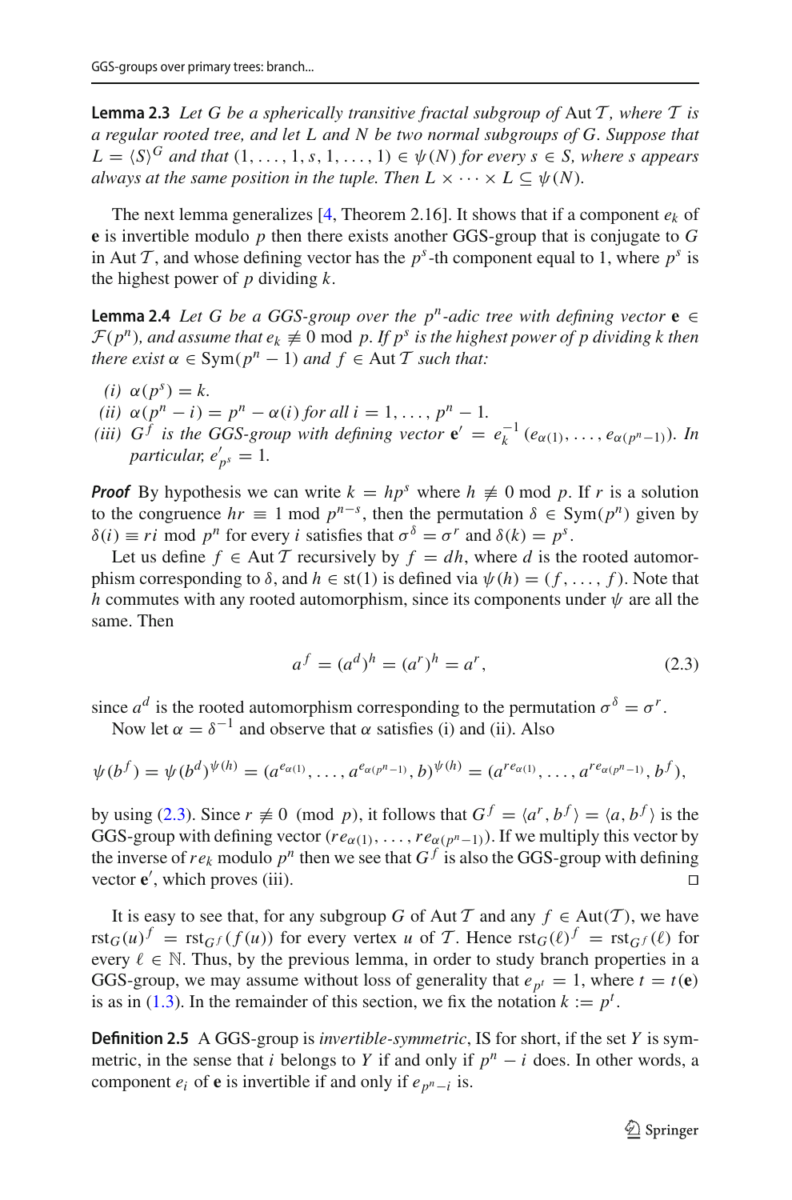**Lemma 2.3** *Let $G$ be a spherically transitive fractal subgroup of* $\operatorname{Aut}\mathcal{T}$*, where $\mathcal{T}$ is a regular rooted tree, and let $L$ and $N$ be two normal subgroups of $G$. Suppose that $L = \langle S \rangle^G$ and that $(1, \ldots, 1, s, 1, \ldots, 1) \in \psi(N)$ for every $s \in S$, where $s$ appears always at the same position in the tuple. Then $L \times \cdots \times L \subseteq \psi(N)$.*

The next lemma generalizes [4, Theorem 2.16]. It shows that if a component $e_k$ of $\mathbf{e}$ is invertible modulo $p$ then there exists another GGS-group that is conjugate to $G$ in $\operatorname{Aut}\mathcal{T}$, and whose defining vector has the $p^s$-th component equal to 1, where $p^s$ is the highest power of $p$ dividing $k$.

**Lemma 2.4** *Let $G$ be a GGS-group over the $p^n$-adic tree with defining vector $\mathbf{e} \in \mathcal{F}(p^n)$, and assume that $e_k \not\equiv 0 \bmod p$. If $p^s$ is the highest power of $p$ dividing $k$ then there exist $\alpha \in \operatorname{Sym}(p^n - 1)$ and $f \in \operatorname{Aut}\mathcal{T}$ such that:*

*(i)* $\alpha(p^s) = k$.
*(ii)* $\alpha(p^n - i) = p^n - \alpha(i)$ *for all* $i = 1, \ldots, p^n - 1$.
*(iii)* $G^f$ *is the GGS-group with defining vector* $\mathbf{e}' = e_k^{-1}(e_{\alpha(1)}, \ldots, e_{\alpha(p^n-1)})$*. In particular,* $e'_{p^s} = 1$.

***Proof*** By hypothesis we can write $k = hp^s$ where $h \not\equiv 0 \bmod p$. If $r$ is a solution to the congruence $hr \equiv 1 \bmod p^{n-s}$, then the permutation $\delta \in \operatorname{Sym}(p^n)$ given by $\delta(i) \equiv ri \bmod p^n$ for every $i$ satisfies that $\sigma^\delta = \sigma^r$ and $\delta(k) = p^s$.

Let us define $f \in \operatorname{Aut}\mathcal{T}$ recursively by $f = dh$, where $d$ is the rooted automorphism corresponding to $\delta$, and $h \in \operatorname{st}(1)$ is defined via $\psi(h) = (f, \ldots, f)$. Note that $h$ commutes with any rooted automorphism, since its components under $\psi$ are all the same. Then

$$a^f = (a^d)^h = (a^r)^h = a^r, \tag{2.3}$$

since $a^d$ is the rooted automorphism corresponding to the permutation $\sigma^\delta = \sigma^r$.

Now let $\alpha = \delta^{-1}$ and observe that $\alpha$ satisfies (i) and (ii). Also

$$\psi(b^f) = \psi(b^d)^{\psi(h)} = (a^{e_{\alpha(1)}}, \ldots, a^{e_{\alpha(p^n-1)}}, b)^{\psi(h)} = (a^{re_{\alpha(1)}}, \ldots, a^{re_{\alpha(p^n-1)}}, b^f),$$

by using (2.3). Since $r \not\equiv 0 \pmod p$, it follows that $G^f = \langle a^r, b^f \rangle = \langle a, b^f \rangle$ is the GGS-group with defining vector $(re_{\alpha(1)}, \ldots, re_{\alpha(p^n-1)})$. If we multiply this vector by the inverse of $re_k$ modulo $p^n$ then we see that $G^f$ is also the GGS-group with defining vector $\mathbf{e}'$, which proves (iii). □

It is easy to see that, for any subgroup $G$ of $\operatorname{Aut}\mathcal{T}$ and any $f \in \operatorname{Aut}(\mathcal{T})$, we have $\operatorname{rst}_G(u)^f = \operatorname{rst}_{G^f}(f(u))$ for every vertex $u$ of $\mathcal{T}$. Hence $\operatorname{rst}_G(\ell)^f = \operatorname{rst}_{G^f}(\ell)$ for every $\ell \in \mathbb{N}$. Thus, by the previous lemma, in order to study branch properties in a GGS-group, we may assume without loss of generality that $e_{p^t} = 1$, where $t = t(\mathbf{e})$ is as in (1.3). In the remainder of this section, we fix the notation $k := p^t$.

**Definition 2.5** A GGS-group is *invertible-symmetric*, IS for short, if the set $Y$ is symmetric, in the sense that $i$ belongs to $Y$ if and only if $p^n - i$ does. In other words, a component $e_i$ of $\mathbf{e}$ is invertible if and only if $e_{p^n-i}$ is.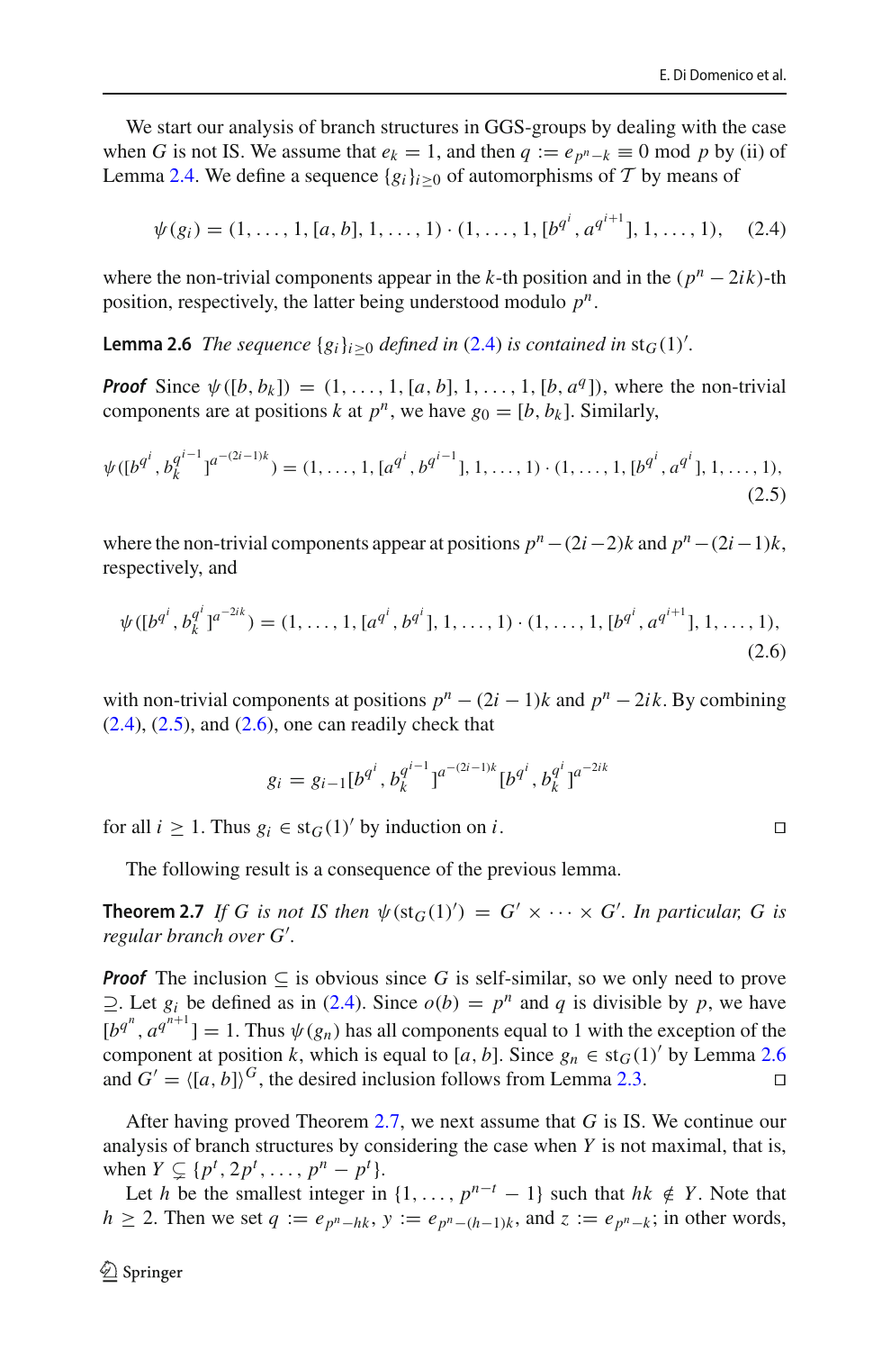We start our analysis of branch structures in GGS-groups by dealing with the case when $G$ is not IS. We assume that $e_k = 1$, and then $q := e_{p^n-k} \equiv 0 \bmod p$ by (ii) of Lemma 2.4. We define a sequence $\{g_i\}_{i\geq 0}$ of automorphisms of $\mathcal{T}$ by means of

$$\psi(g_i) = (1, \ldots, 1, [a, b], 1, \ldots, 1) \cdot (1, \ldots, 1, [b^{q^i}, a^{q^{i+1}}], 1, \ldots, 1), \quad (2.4)$$

where the non-trivial components appear in the $k$-th position and in the $(p^n - 2ik)$-th position, respectively, the latter being understood modulo $p^n$.

**Lemma 2.6** *The sequence $\{g_i\}_{i\geq 0}$ defined in (2.4) is contained in $\mathrm{st}_G(1)'$.*

***Proof*** Since $\psi([b, b_k]) = (1, \ldots, 1, [a, b], 1, \ldots, 1, [b, a^q])$, where the non-trivial components are at positions $k$ at $p^n$, we have $g_0 = [b, b_k]$. Similarly,

$$\psi([b^{q^i}, b_k^{q^{i-1}}]^{a^{-(2i-1)k}}) = (1, \ldots, 1, [a^{q^i}, b^{q^{i-1}}], 1, \ldots, 1) \cdot (1, \ldots, 1, [b^{q^i}, a^{q^i}], 1, \ldots, 1), \quad (2.5)$$

where the non-trivial components appear at positions $p^n - (2i-2)k$ and $p^n - (2i-1)k$, respectively, and

$$\psi([b^{q^i}, b_k^{q^i}]^{a^{-2ik}}) = (1, \ldots, 1, [a^{q^i}, b^{q^i}], 1, \ldots, 1) \cdot (1, \ldots, 1, [b^{q^i}, a^{q^{i+1}}], 1, \ldots, 1), \quad (2.6)$$

with non-trivial components at positions $p^n - (2i-1)k$ and $p^n - 2ik$. By combining (2.4), (2.5), and (2.6), one can readily check that

$$g_i = g_{i-1}[b^{q^i}, b_k^{q^{i-1}}]^{a^{-(2i-1)k}}[b^{q^i}, b_k^{q^i}]^{a^{-2ik}}$$

for all $i \geq 1$. Thus $g_i \in \mathrm{st}_G(1)'$ by induction on $i$. □

The following result is a consequence of the previous lemma.

**Theorem 2.7** *If $G$ is not IS then $\psi(\mathrm{st}_G(1)') = G' \times \cdots \times G'$. In particular, $G$ is regular branch over $G'$.*

***Proof*** The inclusion $\subseteq$ is obvious since $G$ is self-similar, so we only need to prove $\supseteq$. Let $g_i$ be defined as in (2.4). Since $o(b) = p^n$ and $q$ is divisible by $p$, we have $[b^{q^n}, a^{q^{n+1}}] = 1$. Thus $\psi(g_n)$ has all components equal to 1 with the exception of the component at position $k$, which is equal to $[a, b]$. Since $g_n \in \mathrm{st}_G(1)'$ by Lemma 2.6 and $G' = \langle [a, b] \rangle^G$, the desired inclusion follows from Lemma 2.3. □

After having proved Theorem 2.7, we next assume that $G$ is IS. We continue our analysis of branch structures by considering the case when $Y$ is not maximal, that is, when $Y \subsetneq \{p^t, 2p^t, \ldots, p^n - p^t\}$.

Let $h$ be the smallest integer in $\{1, \ldots, p^{n-t} - 1\}$ such that $hk \notin Y$. Note that $h \geq 2$. Then we set $q := e_{p^n-hk}$, $y := e_{p^n-(h-1)k}$, and $z := e_{p^n-k}$; in other words,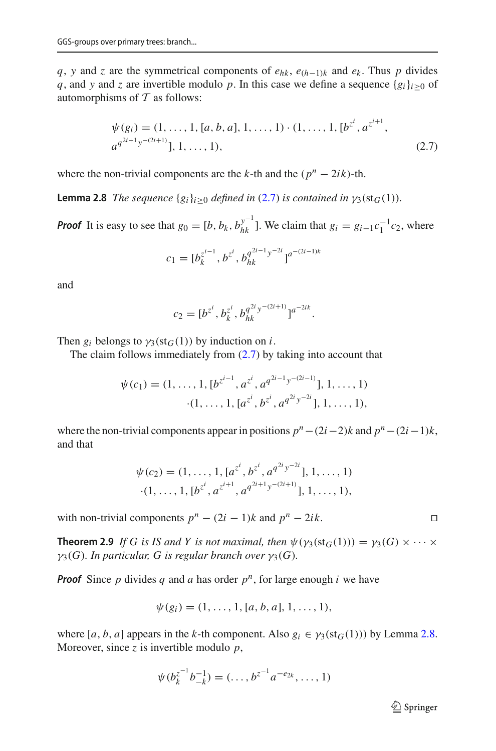$q$, $y$ and $z$ are the symmetrical components of $e_{hk}$, $e_{(h-1)k}$ and $e_k$. Thus $p$ divides $q$, and $y$ and $z$ are invertible modulo $p$. In this case we define a sequence $\{g_i\}_{i\geq 0}$ of automorphisms of $\mathcal{T}$ as follows:

$$\psi(g_i) = (1, \ldots, 1, [a, b, a], 1, \ldots, 1) \cdot (1, \ldots, 1, [b^{z^i}, a^{z^{i+1}}, a^{q^{2i+1}y^{-(2i+1)}}], 1, \ldots, 1), \tag{2.7}$$

where the non-trivial components are the $k$-th and the $(p^n - 2ik)$-th.

**Lemma 2.8** *The sequence $\{g_i\}_{i\geq 0}$ defined in (2.7) is contained in $\gamma_3(\mathrm{st}_G(1))$.*

***Proof*** It is easy to see that $g_0 = [b, b_k, b_{hk}^{y^{-1}}]$. We claim that $g_i = g_{i-1}c_1^{-1}c_2$, where

$$c_1 = [b_k^{z^{i-1}}, b^{z^i}, b_{hk}^{q^{2i-1}y^{-2i}}]^{a^{-(2i-1)k}}$$

and

$$c_2 = [b^{z^i}, b_k^{z^i}, b_{hk}^{q^{2i}y^{-(2i+1)}}]^{a^{-2ik}}.$$

Then $g_i$ belongs to $\gamma_3(\mathrm{st}_G(1))$ by induction on $i$.

The claim follows immediately from (2.7) by taking into account that

$$\psi(c_1) = (1, \ldots, 1, [b^{z^{i-1}}, a^{z^i}, a^{q^{2i-1}y^{-(2i-1)}}], 1, \ldots, 1) \cdot (1, \ldots, 1, [a^{z^i}, b^{z^i}, a^{q^{2i}y^{-2i}}], 1, \ldots, 1),$$

where the non-trivial components appear in positions $p^n - (2i-2)k$ and $p^n - (2i-1)k$, and that

$$\psi(c_2) = (1, \ldots, 1, [a^{z^i}, b^{z^i}, a^{q^{2i}y^{-2i}}], 1, \ldots, 1) \cdot (1, \ldots, 1, [b^{z^i}, a^{z^{i+1}}, a^{q^{2i+1}y^{-(2i+1)}}], 1, \ldots, 1),$$

with non-trivial components $p^n - (2i-1)k$ and $p^n - 2ik$. $\square$

**Theorem 2.9** *If $G$ is IS and $Y$ is not maximal, then $\psi(\gamma_3(\mathrm{st}_G(1))) = \gamma_3(G) \times \cdots \times \gamma_3(G)$. In particular, $G$ is regular branch over $\gamma_3(G)$.*

***Proof*** Since $p$ divides $q$ and $a$ has order $p^n$, for large enough $i$ we have

$$\psi(g_i) = (1, \ldots, 1, [a, b, a], 1, \ldots, 1),$$

where $[a, b, a]$ appears in the $k$-th component. Also $g_i \in \gamma_3(\mathrm{st}_G(1)))$ by Lemma 2.8. Moreover, since $z$ is invertible modulo $p$,

$$\psi(b_k^{z^{-1}} b_{-k}^{-1}) = (\ldots, b^{z^{-1}} a^{-e_{2k}}, \ldots, 1)$$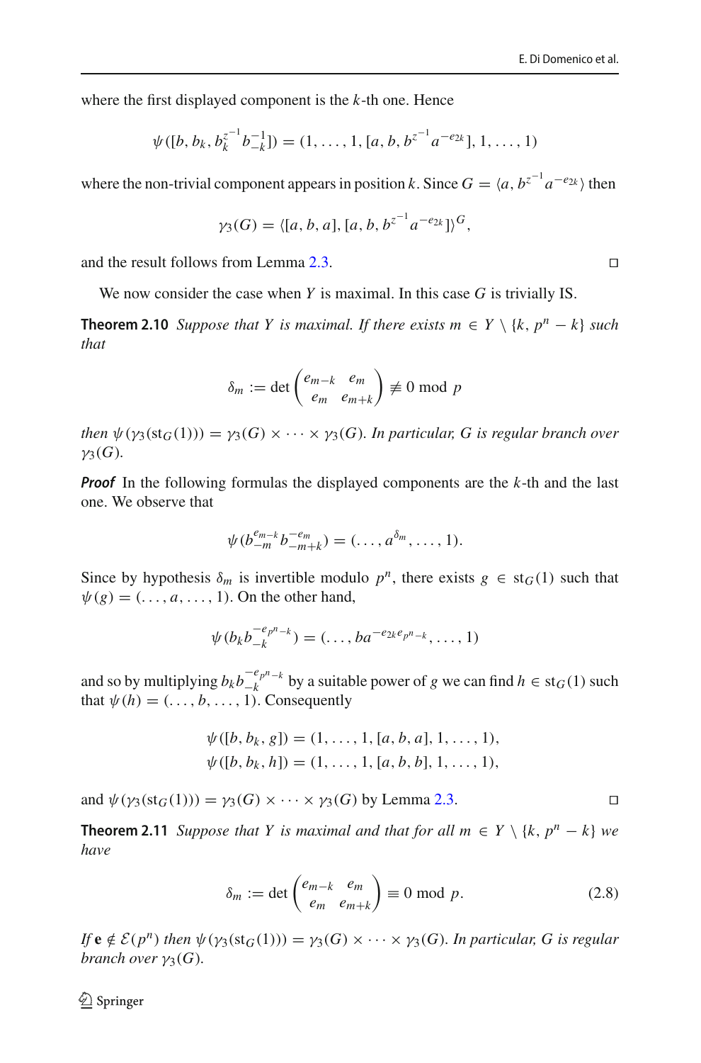where the first displayed component is the $k$-th one. Hence

$$\psi([b, b_k, b_k^{z^{-1}} b_{-k}^{-1}]) = (1, \ldots, 1, [a, b, b^{z^{-1}} a^{-e_{2k}}], 1, \ldots, 1)$$

where the non-trivial component appears in position $k$. Since $G = \langle a, b^{z^{-1}} a^{-e_{2k}} \rangle$ then

$$\gamma_3(G) = \langle [a, b, a], [a, b, b^{z^{-1}} a^{-e_{2k}}] \rangle^G,$$

and the result follows from Lemma 2.3. □

We now consider the case when $Y$ is maximal. In this case $G$ is trivially IS.

**Theorem 2.10** *Suppose that $Y$ is maximal. If there exists $m \in Y \setminus \{k, p^n - k\}$ such that*

$$\delta_m := \det \begin{pmatrix} e_{m-k} & e_m \\ e_m & e_{m+k} \end{pmatrix} \not\equiv 0 \bmod p$$

*then $\psi(\gamma_3(\mathrm{st}_G(1))) = \gamma_3(G) \times \cdots \times \gamma_3(G)$. In particular, $G$ is regular branch over $\gamma_3(G)$.*

***Proof*** In the following formulas the displayed components are the $k$-th and the last one. We observe that

$$\psi(b_{-m}^{e_{m-k}} b_{-m+k}^{-e_m}) = (\ldots, a^{\delta_m}, \ldots, 1).$$

Since by hypothesis $\delta_m$ is invertible modulo $p^n$, there exists $g \in \mathrm{st}_G(1)$ such that $\psi(g) = (\ldots, a, \ldots, 1)$. On the other hand,

$$\psi(b_k b_{-k}^{-e_{p^n-k}}) = (\ldots, b a^{-e_{2k} e_{p^n-k}}, \ldots, 1)$$

and so by multiplying $b_k b_{-k}^{-e_{p^n-k}}$ by a suitable power of $g$ we can find $h \in \mathrm{st}_G(1)$ such that $\psi(h) = (\ldots, b, \ldots, 1)$. Consequently

$$\psi([b, b_k, g]) = (1, \ldots, 1, [a, b, a], 1, \ldots, 1),$$
$$\psi([b, b_k, h]) = (1, \ldots, 1, [a, b, b], 1, \ldots, 1),$$

and $\psi(\gamma_3(\mathrm{st}_G(1))) = \gamma_3(G) \times \cdots \times \gamma_3(G)$ by Lemma 2.3. □

**Theorem 2.11** *Suppose that $Y$ is maximal and that for all $m \in Y \setminus \{k, p^n - k\}$ we have*

$$\delta_m := \det \begin{pmatrix} e_{m-k} & e_m \\ e_m & e_{m+k} \end{pmatrix} \equiv 0 \bmod p. \tag{2.8}$$

*If $\mathbf{e} \notin \mathcal{E}(p^n)$ then $\psi(\gamma_3(\mathrm{st}_G(1))) = \gamma_3(G) \times \cdots \times \gamma_3(G)$. In particular, $G$ is regular branch over $\gamma_3(G)$.*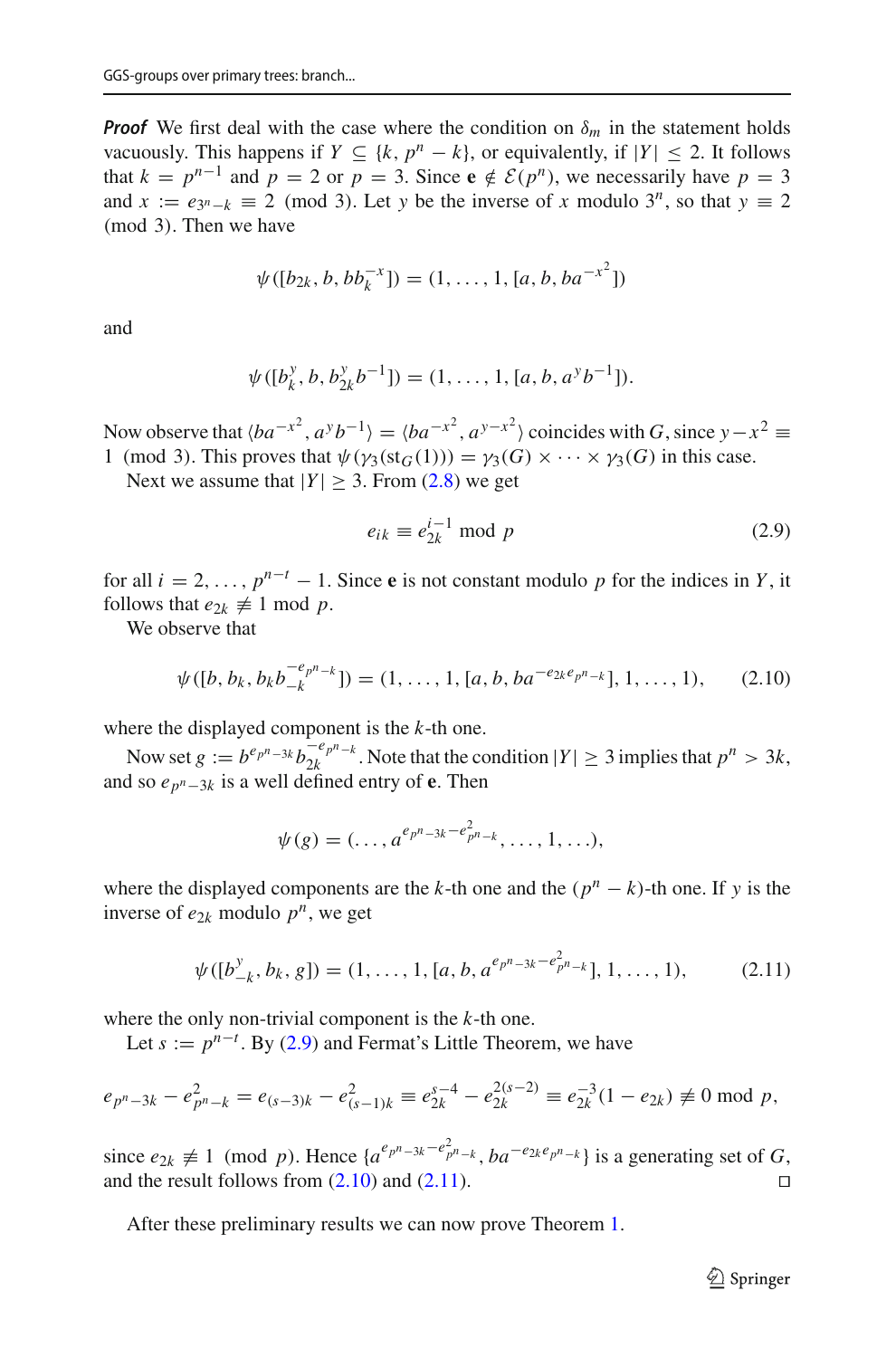***Proof*** We first deal with the case where the condition on $\delta_m$ in the statement holds vacuously. This happens if $Y \subseteq \{k, p^n - k\}$, or equivalently, if $|Y| \le 2$. It follows that $k = p^{n-1}$ and $p = 2$ or $p = 3$. Since $\mathbf{e} \notin \mathcal{E}(p^n)$, we necessarily have $p = 3$ and $x := e_{3^n - k} \equiv 2 \pmod 3$. Let $y$ be the inverse of $x$ modulo $3^n$, so that $y \equiv 2 \pmod 3$. Then we have

$$\psi([b_{2k}, b, bb_k^{-x}]) = (1, \ldots, 1, [a, b, ba^{-x^2}])$$

and

$$\psi([b_k^y, b, b_{2k}^y b^{-1}]) = (1, \ldots, 1, [a, b, a^y b^{-1}]).$$

Now observe that $\langle ba^{-x^2}, a^y b^{-1}\rangle = \langle ba^{-x^2}, a^{y-x^2}\rangle$ coincides with $G$, since $y - x^2 \equiv 1 \pmod 3$. This proves that $\psi(\gamma_3(\mathrm{st}_G(1))) = \gamma_3(G) \times \cdots \times \gamma_3(G)$ in this case.

Next we assume that $|Y| \ge 3$. From (2.8) we get

$$e_{ik} \equiv e_{2k}^{i-1} \bmod p \tag{2.9}$$

for all $i = 2, \ldots, p^{n-t} - 1$. Since $\mathbf{e}$ is not constant modulo $p$ for the indices in $Y$, it follows that $e_{2k} \not\equiv 1 \bmod p$.

We observe that

$$\psi([b, b_k, b_k b_{-k}^{-e_{p^n-k}}]) = (1, \ldots, 1, [a, b, ba^{-e_{2k}e_{p^n-k}}], 1, \ldots, 1), \tag{2.10}$$

where the displayed component is the $k$-th one.

Now set $g := b^{e_{p^n-3k}} b_{2k}^{-e_{p^n-k}}$. Note that the condition $|Y| \ge 3$ implies that $p^n > 3k$, and so $e_{p^n-3k}$ is a well defined entry of $\mathbf{e}$. Then

$$\psi(g) = (\ldots, a^{e_{p^n-3k} - e_{p^n-k}^2}, \ldots, 1, \ldots),$$

where the displayed components are the $k$-th one and the $(p^n - k)$-th one. If $y$ is the inverse of $e_{2k}$ modulo $p^n$, we get

$$\psi([b_{-k}^y, b_k, g]) = (1, \ldots, 1, [a, b, a^{e_{p^n-3k} - e_{p^n-k}^2}], 1, \ldots, 1), \tag{2.11}$$

where the only non-trivial component is the $k$-th one.

Let $s := p^{n-t}$. By (2.9) and Fermat's Little Theorem, we have

$$e_{p^n-3k} - e_{p^n-k}^2 = e_{(s-3)k} - e_{(s-1)k}^2 \equiv e_{2k}^{s-4} - e_{2k}^{2(s-2)} \equiv e_{2k}^{-3}(1 - e_{2k}) \not\equiv 0 \bmod p,$$

since $e_{2k} \not\equiv 1 \pmod p$. Hence $\{a^{e_{p^n-3k} - e_{p^n-k}^2}, ba^{-e_{2k}e_{p^n-k}}\}$ is a generating set of $G$, and the result follows from (2.10) and (2.11). $\square$

After these preliminary results we can now prove Theorem 1.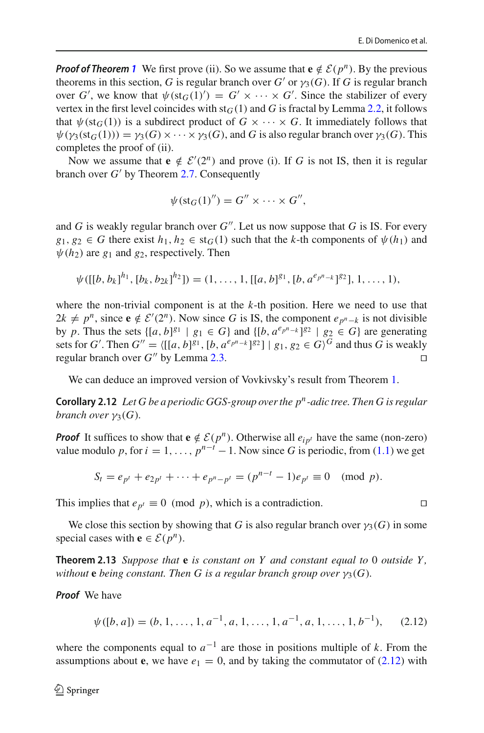***Proof of Theorem 1*** We first prove (ii). So we assume that $\mathbf{e} \notin \mathcal{E}(p^n)$. By the previous theorems in this section, $G$ is regular branch over $G'$ or $\gamma_3(G)$. If $G$ is regular branch over $G'$, we know that $\psi(\mathrm{st}_G(1)') = G' \times \cdots \times G'$. Since the stabilizer of every vertex in the first level coincides with $\mathrm{st}_G(1)$ and $G$ is fractal by Lemma 2.2, it follows that $\psi(\mathrm{st}_G(1))$ is a subdirect product of $G \times \cdots \times G$. It immediately follows that $\psi(\gamma_3(\mathrm{st}_G(1))) = \gamma_3(G) \times \cdots \times \gamma_3(G)$, and $G$ is also regular branch over $\gamma_3(G)$. This completes the proof of (ii).

Now we assume that $\mathbf{e} \notin \mathcal{E}'(2^n)$ and prove (i). If $G$ is not IS, then it is regular branch over $G'$ by Theorem 2.7. Consequently

$$\psi(\mathrm{st}_G(1)'') = G'' \times \cdots \times G'',$$

and $G$ is weakly regular branch over $G''$. Let us now suppose that $G$ is IS. For every $g_1, g_2 \in G$ there exist $h_1, h_2 \in \mathrm{st}_G(1)$ such that the $k$-th components of $\psi(h_1)$ and $\psi(h_2)$ are $g_1$ and $g_2$, respectively. Then

$$\psi([[b, b_k]^{h_1}, [b_k, b_{2k}]^{h_2}]) = (1, \ldots, 1, [[a, b]^{g_1}, [b, a^{e_{p^n-k}}]^{g_2}], 1, \ldots, 1),$$

where the non-trivial component is at the $k$-th position. Here we need to use that $2k \neq p^n$, since $\mathbf{e} \notin \mathcal{E}'(2^n)$. Now since $G$ is IS, the component $e_{p^n-k}$ is not divisible by $p$. Thus the sets $\{[a, b]^{g_1} \mid g_1 \in G\}$ and $\{[b, a^{e_{p^n-k}}]^{g_2} \mid g_2 \in G\}$ are generating sets for $G'$. Then $G'' = \langle [[a, b]^{g_1}, [b, a^{e_{p^n-k}}]^{g_2}] \mid g_1, g_2 \in G \rangle^G$ and thus $G$ is weakly regular branch over $G''$ by Lemma 2.3. ◻

We can deduce an improved version of Vovkivsky's result from Theorem 1.

**Corollary 2.12** *Let $G$ be a periodic GGS-group over the $p^n$-adic tree. Then $G$ is regular branch over $\gamma_3(G)$.*

***Proof*** It suffices to show that $\mathbf{e} \notin \mathcal{E}(p^n)$. Otherwise all $e_{ip^t}$ have the same (non-zero) value modulo $p$, for $i = 1, \ldots, p^{n-t} - 1$. Now since $G$ is periodic, from (1.1) we get

$$S_t = e_{p^t} + e_{2p^t} + \cdots + e_{p^n - p^t} = (p^{n-t} - 1)e_{p^t} \equiv 0 \pmod{p}.$$

This implies that $e_{p^t} \equiv 0 \pmod{p}$, which is a contradiction. ◻

We close this section by showing that $G$ is also regular branch over $\gamma_3(G)$ in some special cases with $\mathbf{e} \in \mathcal{E}(p^n)$.

**Theorem 2.13** *Suppose that $\mathbf{e}$ is constant on $Y$ and constant equal to $0$ outside $Y$, without $\mathbf{e}$ being constant. Then $G$ is a regular branch group over $\gamma_3(G)$.*

***Proof*** We have

$$\psi([b, a]) = (b, 1, \ldots, 1, a^{-1}, a, 1, \ldots, 1, a^{-1}, a, 1, \ldots, 1, b^{-1}), \tag{2.12}$$

where the components equal to $a^{-1}$ are those in positions multiple of $k$. From the assumptions about $\mathbf{e}$, we have $e_1 = 0$, and by taking the commutator of (2.12) with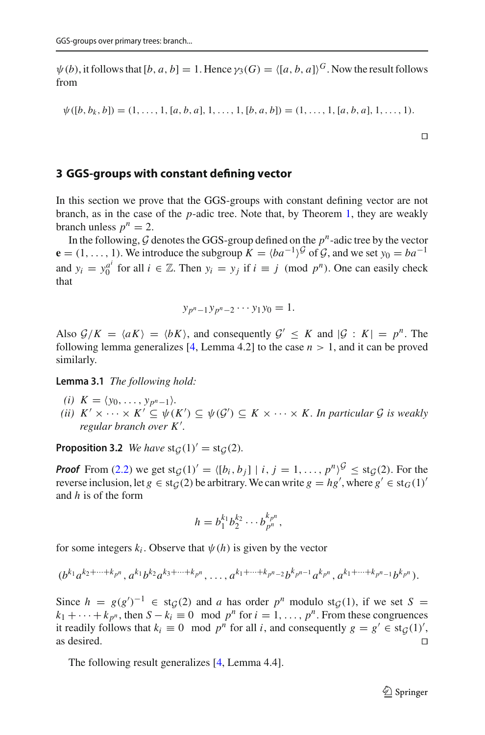$\psi(b)$, it follows that $[b, a, b] = 1$. Hence $\gamma_3(G) = \langle [a, b, a] \rangle^G$. Now the result follows from

$$\psi([b, b_k, b]) = (1, \ldots, 1, [a, b, a], 1, \ldots, 1, [b, a, b]) = (1, \ldots, 1, [a, b, a], 1, \ldots, 1).$$

$\square$

## 3 GGS-groups with constant defining vector

In this section we prove that the GGS-groups with constant defining vector are not branch, as in the case of the $p$-adic tree. Note that, by Theorem 1, they are weakly branch unless $p^n = 2$.

In the following, $\mathcal{G}$ denotes the GGS-group defined on the $p^n$-adic tree by the vector $\mathbf{e} = (1, \ldots, 1)$. We introduce the subgroup $K = \langle ba^{-1} \rangle^{\mathcal{G}}$ of $\mathcal{G}$, and we set $y_0 = ba^{-1}$ and $y_i = y_0^{a^i}$ for all $i \in \mathbb{Z}$. Then $y_i = y_j$ if $i \equiv j \pmod{p^n}$. One can easily check that

$$y_{p^n-1} y_{p^n-2} \cdots y_1 y_0 = 1.$$

Also $\mathcal{G}/K = \langle aK \rangle = \langle bK \rangle$, and consequently $\mathcal{G}' \leq K$ and $|\mathcal{G} : K| = p^n$. The following lemma generalizes [4, Lemma 4.2] to the case $n > 1$, and it can be proved similarly.

**Lemma 3.1** *The following hold:*

*(i)* $K = \langle y_0, \ldots, y_{p^n-1} \rangle$.

*(ii)* $K' \times \cdots \times K' \subseteq \psi(K') \subseteq \psi(\mathcal{G}') \subseteq K \times \cdots \times K$. *In particular $\mathcal{G}$ is weakly regular branch over $K'$.*

**Proposition 3.2** *We have* $\mathrm{st}_{\mathcal{G}}(1)' = \mathrm{st}_{\mathcal{G}}(2)$.

***Proof*** From (2.2) we get $\mathrm{st}_{\mathcal{G}}(1)' = \langle [b_i, b_j] \mid i, j = 1, \ldots, p^n \rangle^{\mathcal{G}} \leq \mathrm{st}_{\mathcal{G}}(2)$. For the reverse inclusion, let $g \in \mathrm{st}_{\mathcal{G}}(2)$ be arbitrary. We can write $g = hg'$, where $g' \in \mathrm{st}_G(1)'$ and $h$ is of the form

$$h = b_1^{k_1} b_2^{k_2} \cdots b_{p^n}^{k_{p^n}},$$

for some integers $k_i$. Observe that $\psi(h)$ is given by the vector

$$(b^{k_1} a^{k_2 + \cdots + k_{p^n}}, a^{k_1} b^{k_2} a^{k_3 + \cdots + k_{p^n}}, \ldots, a^{k_1 + \cdots + k_{p^n-2}} b^{k_{p^n-1}} a^{k_{p^n}}, a^{k_1 + \cdots + k_{p^n-1}} b^{k_{p^n}}).$$

Since $h = g(g')^{-1} \in \mathrm{st}_{\mathcal{G}}(2)$ and $a$ has order $p^n$ modulo $\mathrm{st}_{\mathcal{G}}(1)$, if we set $S = k_1 + \cdots + k_{p^n}$, then $S - k_i \equiv 0 \mod p^n$ for $i = 1, \ldots, p^n$. From these congruences it readily follows that $k_i \equiv 0 \mod p^n$ for all $i$, and consequently $g = g' \in \mathrm{st}_{\mathcal{G}}(1)'$, as desired. $\square$

The following result generalizes [4, Lemma 4.4].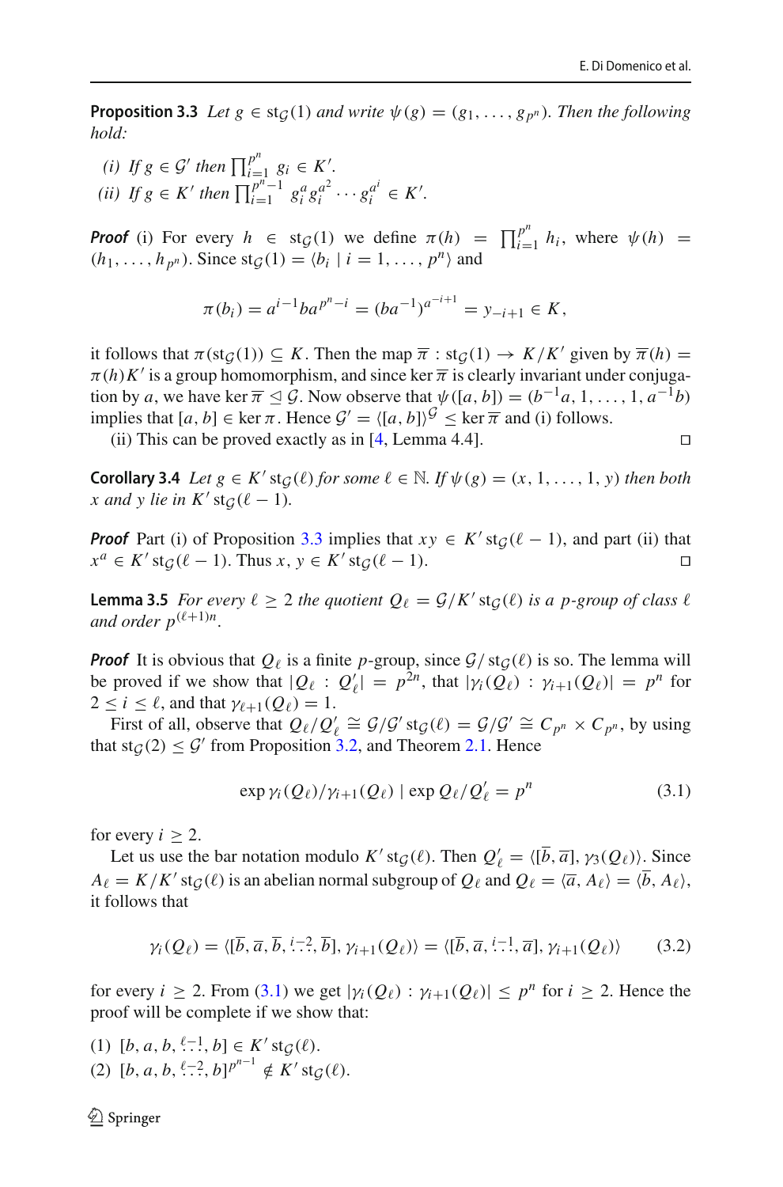**Proposition 3.3** *Let $g \in \mathrm{st}_{\mathcal{G}}(1)$ and write $\psi(g) = (g_1, \ldots, g_{p^n})$. Then the following hold:*

*(i) If $g \in \mathcal{G}'$ then $\prod_{i=1}^{p^n} g_i \in K'$.*
*(ii) If $g \in K'$ then $\prod_{i=1}^{p^n-1} g_i^a g_i^{a^2} \cdots g_i^{a^i} \in K'$.*

***Proof*** (i) For every $h \in \mathrm{st}_{\mathcal{G}}(1)$ we define $\pi(h) = \prod_{i=1}^{p^n} h_i$, where $\psi(h) = (h_1, \ldots, h_{p^n})$. Since $\mathrm{st}_{\mathcal{G}}(1) = \langle b_i \mid i = 1, \ldots, p^n \rangle$ and

$$\pi(b_i) = a^{i-1} b a^{p^n - i} = (ba^{-1})^{a^{-i+1}} = y_{-i+1} \in K,$$

it follows that $\pi(\mathrm{st}_{\mathcal{G}}(1)) \subseteq K$. Then the map $\overline{\pi} : \mathrm{st}_{\mathcal{G}}(1) \to K/K'$ given by $\overline{\pi}(h) = \pi(h)K'$ is a group homomorphism, and since $\ker \overline{\pi}$ is clearly invariant under conjugation by $a$, we have $\ker \overline{\pi} \trianglelefteq \mathcal{G}$. Now observe that $\psi([a, b]) = (b^{-1}a, 1, \ldots, 1, a^{-1}b)$ implies that $[a, b] \in \ker \pi$. Hence $\mathcal{G}' = \langle [a, b] \rangle^{\mathcal{G}} \leq \ker \overline{\pi}$ and (i) follows.

(ii) This can be proved exactly as in [4, Lemma 4.4]. $\square$

**Corollary 3.4** *Let $g \in K' \,\mathrm{st}_{\mathcal{G}}(\ell)$ for some $\ell \in \mathbb{N}$. If $\psi(g) = (x, 1, \ldots, 1, y)$ then both $x$ and $y$ lie in $K' \,\mathrm{st}_{\mathcal{G}}(\ell - 1)$.*

***Proof*** Part (i) of Proposition 3.3 implies that $xy \in K' \,\mathrm{st}_{\mathcal{G}}(\ell - 1)$, and part (ii) that $x^a \in K' \,\mathrm{st}_{\mathcal{G}}(\ell - 1)$. Thus $x, y \in K' \,\mathrm{st}_{\mathcal{G}}(\ell - 1)$. $\square$

**Lemma 3.5** *For every $\ell \geq 2$ the quotient $Q_\ell = \mathcal{G}/K' \,\mathrm{st}_{\mathcal{G}}(\ell)$ is a $p$-group of class $\ell$ and order $p^{(\ell+1)n}$.*

***Proof*** It is obvious that $Q_\ell$ is a finite $p$-group, since $\mathcal{G}/\mathrm{st}_{\mathcal{G}}(\ell)$ is so. The lemma will be proved if we show that $|Q_\ell : Q_\ell'| = p^{2n}$, that $|\gamma_i(Q_\ell) : \gamma_{i+1}(Q_\ell)| = p^n$ for $2 \leq i \leq \ell$, and that $\gamma_{\ell+1}(Q_\ell) = 1$.

First of all, observe that $Q_\ell / Q_\ell' \cong \mathcal{G}/\mathcal{G}' \,\mathrm{st}_{\mathcal{G}}(\ell) = \mathcal{G}/\mathcal{G}' \cong C_{p^n} \times C_{p^n}$, by using that $\mathrm{st}_{\mathcal{G}}(2) \leq \mathcal{G}'$ from Proposition 3.2, and Theorem 2.1. Hence

$$\exp \gamma_i(Q_\ell)/\gamma_{i+1}(Q_\ell) \mid \exp Q_\ell / Q_\ell' = p^n \tag{3.1}$$

for every $i \geq 2$.

Let us use the bar notation modulo $K' \,\mathrm{st}_{\mathcal{G}}(\ell)$. Then $Q_\ell' = \langle [\overline{b}, \overline{a}], \gamma_3(Q_\ell) \rangle$. Since $A_\ell = K/K' \,\mathrm{st}_{\mathcal{G}}(\ell)$ is an abelian normal subgroup of $Q_\ell$ and $Q_\ell = \langle \overline{a}, A_\ell \rangle = \langle \overline{b}, A_\ell \rangle$, it follows that

$$\gamma_i(Q_\ell) = \langle [\overline{b}, \overline{a}, \overline{b}, \overset{i-2}{\ldots}, \overline{b}], \gamma_{i+1}(Q_\ell) \rangle = \langle [\overline{b}, \overline{a}, \overset{i-1}{\ldots}, \overline{a}], \gamma_{i+1}(Q_\ell) \rangle \tag{3.2}$$

for every $i \geq 2$. From (3.1) we get $|\gamma_i(Q_\ell) : \gamma_{i+1}(Q_\ell)| \leq p^n$ for $i \geq 2$. Hence the proof will be complete if we show that:

(1) $[b, a, b, \overset{\ell-1}{\ldots}, b] \in K' \,\mathrm{st}_{\mathcal{G}}(\ell)$.
(2) $[b, a, b, \overset{\ell-2}{\ldots}, b]^{p^{n-1}} \notin K' \,\mathrm{st}_{\mathcal{G}}(\ell)$.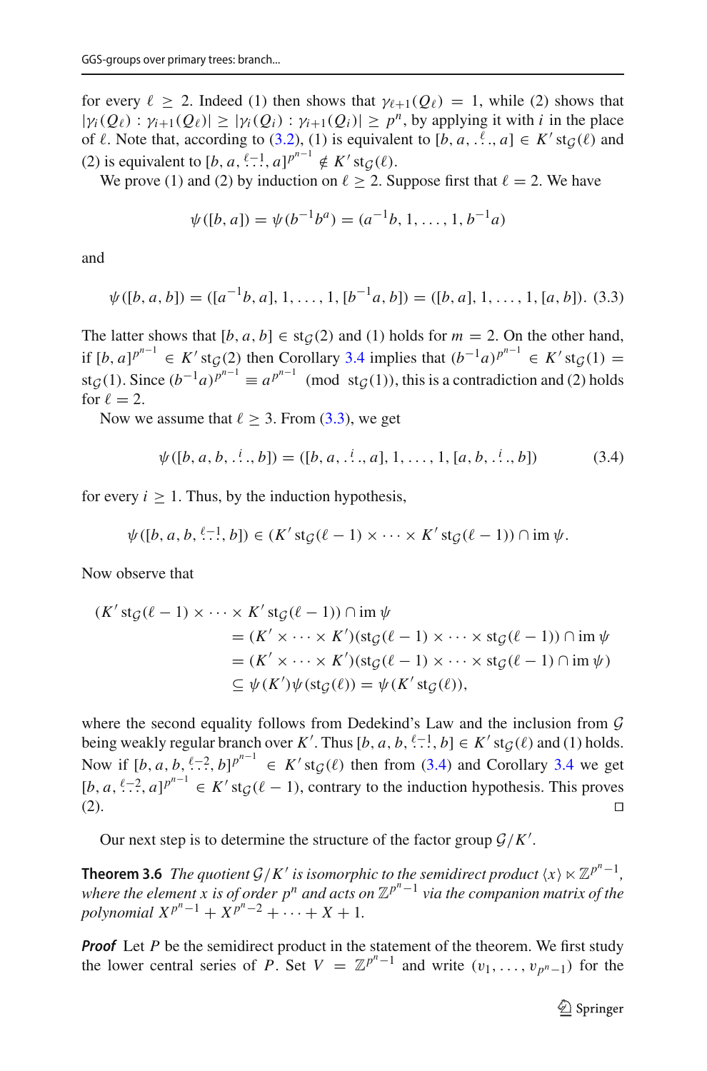for every $\ell \geq 2$. Indeed (1) then shows that $\gamma_{\ell+1}(Q_\ell) = 1$, while (2) shows that $|\gamma_i(Q_\ell) : \gamma_{i+1}(Q_\ell)| \geq |\gamma_i(Q_i) : \gamma_{i+1}(Q_i)| \geq p^n$, by applying it with $i$ in the place of $\ell$. Note that, according to (3.2), (1) is equivalent to $[b, a, \overset{\ell}{\ldots}, a] \in K' \operatorname{st}_{\mathcal{G}}(\ell)$ and (2) is equivalent to $[b, a, \overset{\ell-1}{\ldots}, a]^{p^{n-1}} \notin K' \operatorname{st}_{\mathcal{G}}(\ell)$.

We prove (1) and (2) by induction on $\ell \geq 2$. Suppose first that $\ell = 2$. We have

$$\psi([b, a]) = \psi(b^{-1} b^a) = (a^{-1} b, 1, \ldots, 1, b^{-1} a)$$

and

$$\psi([b, a, b]) = ([a^{-1} b, a], 1, \ldots, 1, [b^{-1} a, b]) = ([b, a], 1, \ldots, 1, [a, b]). \quad (3.3)$$

The latter shows that $[b, a, b] \in \operatorname{st}_{\mathcal{G}}(2)$ and (1) holds for $m = 2$. On the other hand, if $[b, a]^{p^{n-1}} \in K' \operatorname{st}_{\mathcal{G}}(2)$ then Corollary 3.4 implies that $(b^{-1} a)^{p^{n-1}} \in K' \operatorname{st}_{\mathcal{G}}(1) = \operatorname{st}_{\mathcal{G}}(1)$. Since $(b^{-1} a)^{p^{n-1}} \equiv a^{p^{n-1}} \pmod{\operatorname{st}_{\mathcal{G}}(1)}$, this is a contradiction and (2) holds for $\ell = 2$.

Now we assume that $\ell \geq 3$. From (3.3), we get

$$\psi([b, a, b, \overset{i}{\ldots}, b]) = ([b, a, \overset{i}{\ldots}, a], 1, \ldots, 1, [a, b, \overset{i}{\ldots}, b]) \quad (3.4)$$

for every $i \geq 1$. Thus, by the induction hypothesis,

$$\psi([b, a, b, \overset{\ell-1}{\ldots}, b]) \in (K' \operatorname{st}_{\mathcal{G}}(\ell - 1) \times \cdots \times K' \operatorname{st}_{\mathcal{G}}(\ell - 1)) \cap \operatorname{im} \psi.$$

Now observe that

$$\begin{aligned}
(K' \operatorname{st}_{\mathcal{G}}(\ell - 1) \times \cdots \times K' \operatorname{st}_{\mathcal{G}}(\ell - 1)) \cap \operatorname{im} \psi \\
&= (K' \times \cdots \times K')(\operatorname{st}_{\mathcal{G}}(\ell - 1) \times \cdots \times \operatorname{st}_{\mathcal{G}}(\ell - 1)) \cap \operatorname{im} \psi \\
&= (K' \times \cdots \times K')(\operatorname{st}_{\mathcal{G}}(\ell - 1) \times \cdots \times \operatorname{st}_{\mathcal{G}}(\ell - 1) \cap \operatorname{im} \psi) \\
&\subseteq \psi(K') \psi(\operatorname{st}_{\mathcal{G}}(\ell)) = \psi(K' \operatorname{st}_{\mathcal{G}}(\ell)),
\end{aligned}$$

where the second equality follows from Dedekind's Law and the inclusion from $\mathcal{G}$ being weakly regular branch over $K'$. Thus $[b, a, b, \overset{\ell-1}{\ldots}, b] \in K' \operatorname{st}_{\mathcal{G}}(\ell)$ and (1) holds. Now if $[b, a, b, \overset{\ell-2}{\ldots}, b]^{p^{n-1}} \in K' \operatorname{st}_{\mathcal{G}}(\ell)$ then from (3.4) and Corollary 3.4 we get $[b, a, \overset{\ell-2}{\ldots}, a]^{p^{n-1}} \in K' \operatorname{st}_{\mathcal{G}}(\ell - 1)$, contrary to the induction hypothesis. This proves (2). ∎

Our next step is to determine the structure of the factor group $\mathcal{G}/K'$.

**Theorem 3.6** *The quotient $\mathcal{G}/K'$ is isomorphic to the semidirect product $\langle x \rangle \ltimes \mathbb{Z}^{p^n - 1}$, where the element $x$ is of order $p^n$ and acts on $\mathbb{Z}^{p^n-1}$ via the companion matrix of the polynomial $X^{p^n-1} + X^{p^n-2} + \cdots + X + 1$.*

***Proof*** Let $P$ be the semidirect product in the statement of the theorem. We first study the lower central series of $P$. Set $V = \mathbb{Z}^{p^n-1}$ and write $(v_1, \ldots, v_{p^n-1})$ for the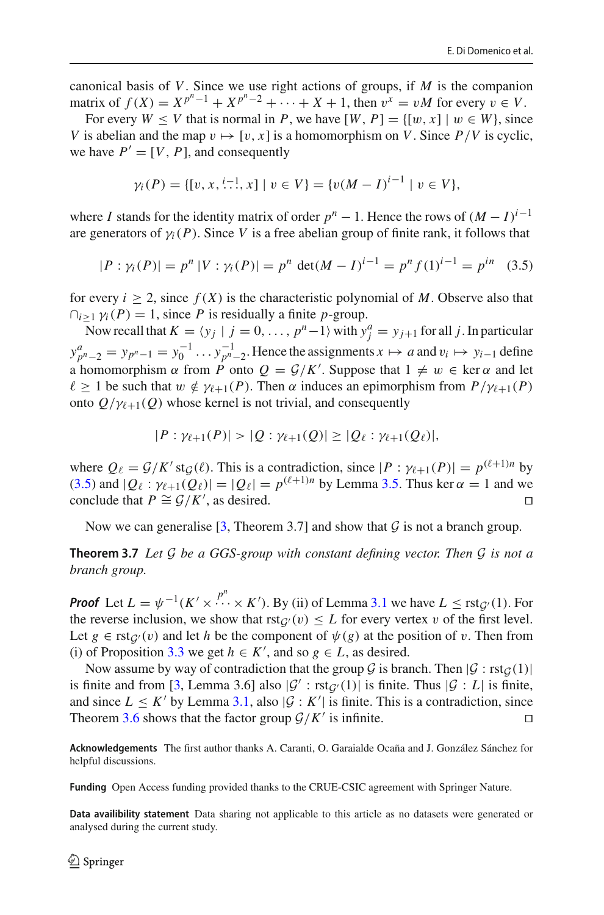canonical basis of $V$. Since we use right actions of groups, if $M$ is the companion matrix of $f(X) = X^{p^n-1} + X^{p^n-2} + \cdots + X + 1$, then $v^x = vM$ for every $v \in V$.

For every $W \leq V$ that is normal in $P$, we have $[W, P] = \{[w, x] \mid w \in W\}$, since $V$ is abelian and the map $v \mapsto [v, x]$ is a homomorphism on $V$. Since $P/V$ is cyclic, we have $P' = [V, P]$, and consequently

$$\gamma_i(P) = \{[v, x, \overset{i-1}{\ldots}, x] \mid v \in V\} = \{v(M - I)^{i-1} \mid v \in V\},$$

where $I$ stands for the identity matrix of order $p^n - 1$. Hence the rows of $(M - I)^{i-1}$ are generators of $\gamma_i(P)$. Since $V$ is a free abelian group of finite rank, it follows that

$$|P : \gamma_i(P)| = p^n \, |V : \gamma_i(P)| = p^n \, \det(M - I)^{i-1} = p^n f(1)^{i-1} = p^{in} \quad (3.5)$$

for every $i \geq 2$, since $f(X)$ is the characteristic polynomial of $M$. Observe also that $\cap_{i \geq 1} \gamma_i(P) = 1$, since $P$ is residually a finite $p$-group.

Now recall that $K = \langle y_j \mid j = 0, \ldots, p^n - 1 \rangle$ with $y_j^a = y_{j+1}$ for all $j$. In particular $y_{p^n-2}^a = y_{p^n-1} = y_0^{-1} \ldots y_{p^n-2}^{-1}$. Hence the assignments $x \mapsto a$ and $v_i \mapsto y_{i-1}$ define a homomorphism $\alpha$ from $P$ onto $Q = \mathcal{G}/K'$. Suppose that $1 \neq w \in \ker \alpha$ and let $\ell \geq 1$ be such that $w \notin \gamma_{\ell+1}(P)$. Then $\alpha$ induces an epimorphism from $P/\gamma_{\ell+1}(P)$ onto $Q/\gamma_{\ell+1}(Q)$ whose kernel is not trivial, and consequently

$$|P : \gamma_{\ell+1}(P)| > |Q : \gamma_{\ell+1}(Q)| \geq |Q_\ell : \gamma_{\ell+1}(Q_\ell)|,$$

where $Q_\ell = \mathcal{G}/K' \operatorname{st}_{\mathcal{G}}(\ell)$. This is a contradiction, since $|P : \gamma_{\ell+1}(P)| = p^{(\ell+1)n}$ by (3.5) and $|Q_\ell : \gamma_{\ell+1}(Q_\ell)| = |Q_\ell| = p^{(\ell+1)n}$ by Lemma 3.5. Thus $\ker \alpha = 1$ and we conclude that $P \cong \mathcal{G}/K'$, as desired. □

Now we can generalise [3, Theorem 3.7] and show that $\mathcal{G}$ is not a branch group.

**Theorem 3.7** *Let $\mathcal{G}$ be a GGS-group with constant defining vector. Then $\mathcal{G}$ is not a branch group.*

***Proof*** Let $L = \psi^{-1}(K' \times \overset{p^n}{\cdots} \times K')$. By (ii) of Lemma 3.1 we have $L \leq \operatorname{rst}_{\mathcal{G}'}(1)$. For the reverse inclusion, we show that $\operatorname{rst}_{\mathcal{G}'}(v) \leq L$ for every vertex $v$ of the first level. Let $g \in \operatorname{rst}_{\mathcal{G}'}(v)$ and let $h$ be the component of $\psi(g)$ at the position of $v$. Then from (i) of Proposition 3.3 we get $h \in K'$, and so $g \in L$, as desired.

Now assume by way of contradiction that the group $\mathcal{G}$ is branch. Then $|\mathcal{G} : \operatorname{rst}_{\mathcal{G}}(1)|$ is finite and from [3, Lemma 3.6] also $|\mathcal{G}' : \operatorname{rst}_{\mathcal{G}'}(1)|$ is finite. Thus $|\mathcal{G} : L|$ is finite, and since $L \leq K'$ by Lemma 3.1, also $|\mathcal{G} : K'|$ is finite. This is a contradiction, since Theorem 3.6 shows that the factor group $\mathcal{G}/K'$ is infinite. □

**Acknowledgements** The first author thanks A. Caranti, O. Garaialde Ocaña and J. González Sánchez for helpful discussions.

**Funding** Open Access funding provided thanks to the CRUE-CSIC agreement with Springer Nature.

**Data availibility statement** Data sharing not applicable to this article as no datasets were generated or analysed during the current study.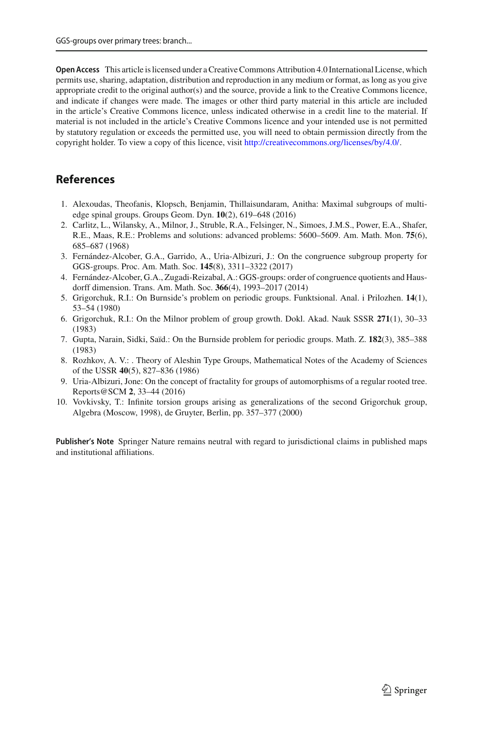**Open Access** This article is licensed under a Creative Commons Attribution 4.0 International License, which permits use, sharing, adaptation, distribution and reproduction in any medium or format, as long as you give appropriate credit to the original author(s) and the source, provide a link to the Creative Commons licence, and indicate if changes were made. The images or other third party material in this article are included in the article's Creative Commons licence, unless indicated otherwise in a credit line to the material. If material is not included in the article's Creative Commons licence and your intended use is not permitted by statutory regulation or exceeds the permitted use, you will need to obtain permission directly from the copyright holder. To view a copy of this licence, visit http://creativecommons.org/licenses/by/4.0/.

## References

1. Alexoudas, Theofanis, Klopsch, Benjamin, Thillaisundaram, Anitha: Maximal subgroups of multi-edge spinal groups. Groups Geom. Dyn. **10**(2), 619–648 (2016)
2. Carlitz, L., Wilansky, A., Milnor, J., Struble, R.A., Felsinger, N., Simoes, J.M.S., Power, E.A., Shafer, R.E., Maas, R.E.: Problems and solutions: advanced problems: 5600–5609. Am. Math. Mon. **75**(6), 685–687 (1968)
3. Fernández-Alcober, G.A., Garrido, A., Uria-Albizuri, J.: On the congruence subgroup property for GGS-groups. Proc. Am. Math. Soc. **145**(8), 3311–3322 (2017)
4. Fernández-Alcober, G.A., Zugadi-Reizabal, A.: GGS-groups: order of congruence quotients and Hausdorff dimension. Trans. Am. Math. Soc. **366**(4), 1993–2017 (2014)
5. Grigorchuk, R.I.: On Burnside's problem on periodic groups. Funktsional. Anal. i Prilozhen. **14**(1), 53–54 (1980)
6. Grigorchuk, R.I.: On the Milnor problem of group growth. Dokl. Akad. Nauk SSSR **271**(1), 30–33 (1983)
7. Gupta, Narain, Sidki, Saïd.: On the Burnside problem for periodic groups. Math. Z. **182**(3), 385–388 (1983)
8. Rozhkov, A. V.: . Theory of Aleshin Type Groups, Mathematical Notes of the Academy of Sciences of the USSR **40**(5), 827–836 (1986)
9. Uria-Albizuri, Jone: On the concept of fractality for groups of automorphisms of a regular rooted tree. Reports@SCM **2**, 33–44 (2016)
10. Vovkivsky, T.: Infinite torsion groups arising as generalizations of the second Grigorchuk group, Algebra (Moscow, 1998), de Gruyter, Berlin, pp. 357–377 (2000)

**Publisher's Note** Springer Nature remains neutral with regard to jurisdictional claims in published maps and institutional affiliations.